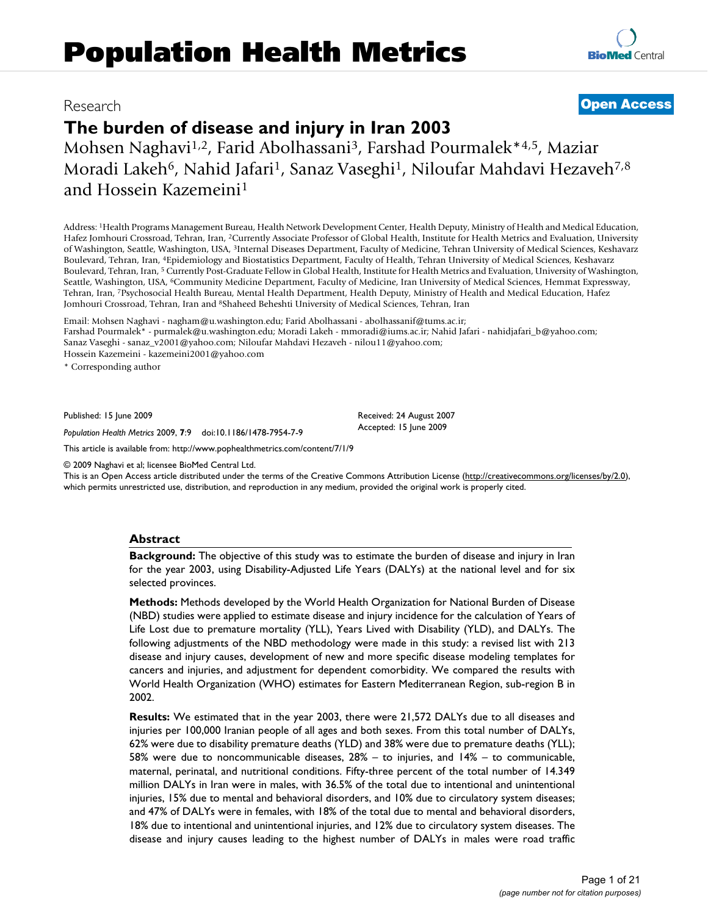# Population Health Metrics

Research

**Open Access**

# The burden of disease and injury in Iran 2003

Mohsen Naghavi[1,2], Farid Abolhassani[3], Farshad Pourmalek*[4,5], Maziar Moradi Lakeh[6], Nahid Jafari[1], Sanaz Vaseghi[1], Niloufar Mahdavi Hezaveh[7,8] and Hossein Kazemeini[1]

Address: [1]Health Programs Management Bureau, Health Network Development Center, Health Deputy, Ministry of Health and Medical Education, Hafez Jomhouri Crossroad, Tehran, Iran, [2]Currently Associate Professor of Global Health, Institute for Health Metrics and Evaluation, University of Washington, Seattle, Washington, USA, [3]Internal Diseases Department, Faculty of Medicine, Tehran University of Medical Sciences, Keshavarz Boulevard, Tehran, Iran, [4]Epidemiology and Biostatistics Department, Faculty of Health, Tehran University of Medical Sciences, Keshavarz Boulevard, Tehran, Iran, [5] Currently Post-Graduate Fellow in Global Health, Institute for Health Metrics and Evaluation, University of Washington, Seattle, Washington, USA, [6]Community Medicine Department, Faculty of Medicine, Iran University of Medical Sciences, Hemmat Expressway, Tehran, Iran, [7]Psychosocial Health Bureau, Mental Health Department, Health Deputy, Ministry of Health and Medical Education, Hafez Jomhouri Crossroad, Tehran, Iran and [8]Shaheed Beheshti University of Medical Sciences, Tehran, Iran

Email: Mohsen Naghavi - nagham@u.washington.edu; Farid Abolhassani - abolhassanif@tums.ac.ir; Farshad Pourmalek* - purmalek@u.washington.edu; Moradi Lakeh - mmoradi@iums.ac.ir; Nahid Jafari - nahidjafari_b@yahoo.com; Sanaz Vaseghi - sanaz_v2001@yahoo.com; Niloufar Mahdavi Hezaveh - nilou11@yahoo.com; Hossein Kazemeini - kazemeini2001@yahoo.com

* Corresponding author

Published: 15 June 2009

*Population Health Metrics* 2009, **7**:9 doi:10.1186/1478-7954-7-9

Received: 24 August 2007
Accepted: 15 June 2009

This article is available from: http://www.pophealthmetrics.com/content/7/1/9

© 2009 Naghavi et al; licensee BioMed Central Ltd.
This is an Open Access article distributed under the terms of the Creative Commons Attribution License (http://creativecommons.org/licenses/by/2.0), which permits unrestricted use, distribution, and reproduction in any medium, provided the original work is properly cited.

## Abstract

**Background:** The objective of this study was to estimate the burden of disease and injury in Iran for the year 2003, using Disability-Adjusted Life Years (DALYs) at the national level and for six selected provinces.

**Methods:** Methods developed by the World Health Organization for National Burden of Disease (NBD) studies were applied to estimate disease and injury incidence for the calculation of Years of Life Lost due to premature mortality (YLL), Years Lived with Disability (YLD), and DALYs. The following adjustments of the NBD methodology were made in this study: a revised list with 213 disease and injury causes, development of new and more specific disease modeling templates for cancers and injuries, and adjustment for dependent comorbidity. We compared the results with World Health Organization (WHO) estimates for Eastern Mediterranean Region, sub-region B in 2002.

**Results:** We estimated that in the year 2003, there were 21,572 DALYs due to all diseases and injuries per 100,000 Iranian people of all ages and both sexes. From this total number of DALYs, 62% were due to disability premature deaths (YLD) and 38% were due to premature deaths (YLL); 58% were due to noncommunicable diseases, 28% – to injuries, and 14% – to communicable, maternal, perinatal, and nutritional conditions. Fifty-three percent of the total number of 14.349 million DALYs in Iran were in males, with 36.5% of the total due to intentional and unintentional injuries, 15% due to mental and behavioral disorders, and 10% due to circulatory system diseases; and 47% of DALYs were in females, with 18% of the total due to mental and behavioral disorders, 18% due to intentional and unintentional injuries, and 12% due to circulatory system diseases. The disease and injury causes leading to the highest number of DALYs in males were road traffic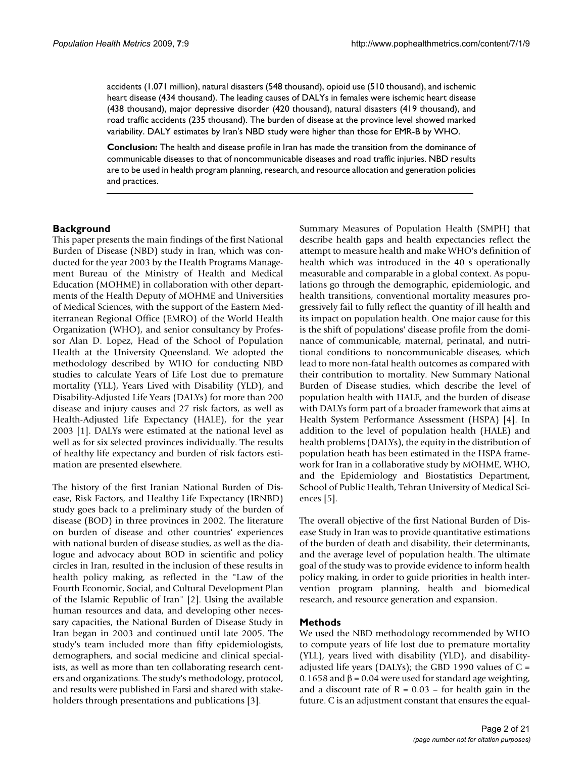accidents (1.071 million), natural disasters (548 thousand), opioid use (510 thousand), and ischemic heart disease (434 thousand). The leading causes of DALYs in females were ischemic heart disease (438 thousand), major depressive disorder (420 thousand), natural disasters (419 thousand), and road traffic accidents (235 thousand). The burden of disease at the province level showed marked variability. DALY estimates by Iran's NBD study were higher than those for EMR-B by WHO.

**Conclusion:** The health and disease profile in Iran has made the transition from the dominance of communicable diseases to that of noncommunicable diseases and road traffic injuries. NBD results are to be used in health program planning, research, and resource allocation and generation policies and practices.

## Background

This paper presents the main findings of the first National Burden of Disease (NBD) study in Iran, which was conducted for the year 2003 by the Health Programs Management Bureau of the Ministry of Health and Medical Education (MOHME) in collaboration with other departments of the Health Deputy of MOHME and Universities of Medical Sciences, with the support of the Eastern Mediterranean Regional Office (EMRO) of the World Health Organization (WHO), and senior consultancy by Professor Alan D. Lopez, Head of the School of Population Health at the University Queensland. We adopted the methodology described by WHO for conducting NBD studies to calculate Years of Life Lost due to premature mortality (YLL), Years Lived with Disability (YLD), and Disability-Adjusted Life Years (DALYs) for more than 200 disease and injury causes and 27 risk factors, as well as Health-Adjusted Life Expectancy (HALE), for the year 2003 [1]. DALYs were estimated at the national level as well as for six selected provinces individually. The results of healthy life expectancy and burden of risk factors estimation are presented elsewhere.

The history of the first Iranian National Burden of Disease, Risk Factors, and Healthy Life Expectancy (IRNBD) study goes back to a preliminary study of the burden of disease (BOD) in three provinces in 2002. The literature on burden of disease and other countries' experiences with national burden of disease studies, as well as the dialogue and advocacy about BOD in scientific and policy circles in Iran, resulted in the inclusion of these results in health policy making, as reflected in the "Law of the Fourth Economic, Social, and Cultural Development Plan of the Islamic Republic of Iran" [2]. Using the available human resources and data, and developing other necessary capacities, the National Burden of Disease Study in Iran began in 2003 and continued until late 2005. The study's team included more than fifty epidemiologists, demographers, and social medicine and clinical specialists, as well as more than ten collaborating research centers and organizations. The study's methodology, protocol, and results were published in Farsi and shared with stakeholders through presentations and publications [3].

Summary Measures of Population Health (SMPH) that describe health gaps and health expectancies reflect the attempt to measure health and make WHO's definition of health which was introduced in the 40 s operationally measurable and comparable in a global context. As populations go through the demographic, epidemiologic, and health transitions, conventional mortality measures progressively fail to fully reflect the quantity of ill health and its impact on population health. One major cause for this is the shift of populations' disease profile from the dominance of communicable, maternal, perinatal, and nutritional conditions to noncommunicable diseases, which lead to more non-fatal health outcomes as compared with their contribution to mortality. New Summary National Burden of Disease studies, which describe the level of population health with HALE, and the burden of disease with DALYs form part of a broader framework that aims at Health System Performance Assessment (HSPA) [4]. In addition to the level of population health (HALE) and health problems (DALYs), the equity in the distribution of population heath has been estimated in the HSPA framework for Iran in a collaborative study by MOHME, WHO, and the Epidemiology and Biostatistics Department, School of Public Health, Tehran University of Medical Sciences [5].

The overall objective of the first National Burden of Disease Study in Iran was to provide quantitative estimations of the burden of death and disability, their determinants, and the average level of population health. The ultimate goal of the study was to provide evidence to inform health policy making, in order to guide priorities in health intervention program planning, health and biomedical research, and resource generation and expansion.

## Methods

We used the NBD methodology recommended by WHO to compute years of life lost due to premature mortality (YLL), years lived with disability (YLD), and disability-adjusted life years (DALYs); the GBD 1990 values of $C = 0.1658$ and $\beta = 0.04$ were used for standard age weighting, and a discount rate of $R = 0.03$ – for health gain in the future. C is an adjustment constant that ensures the equal-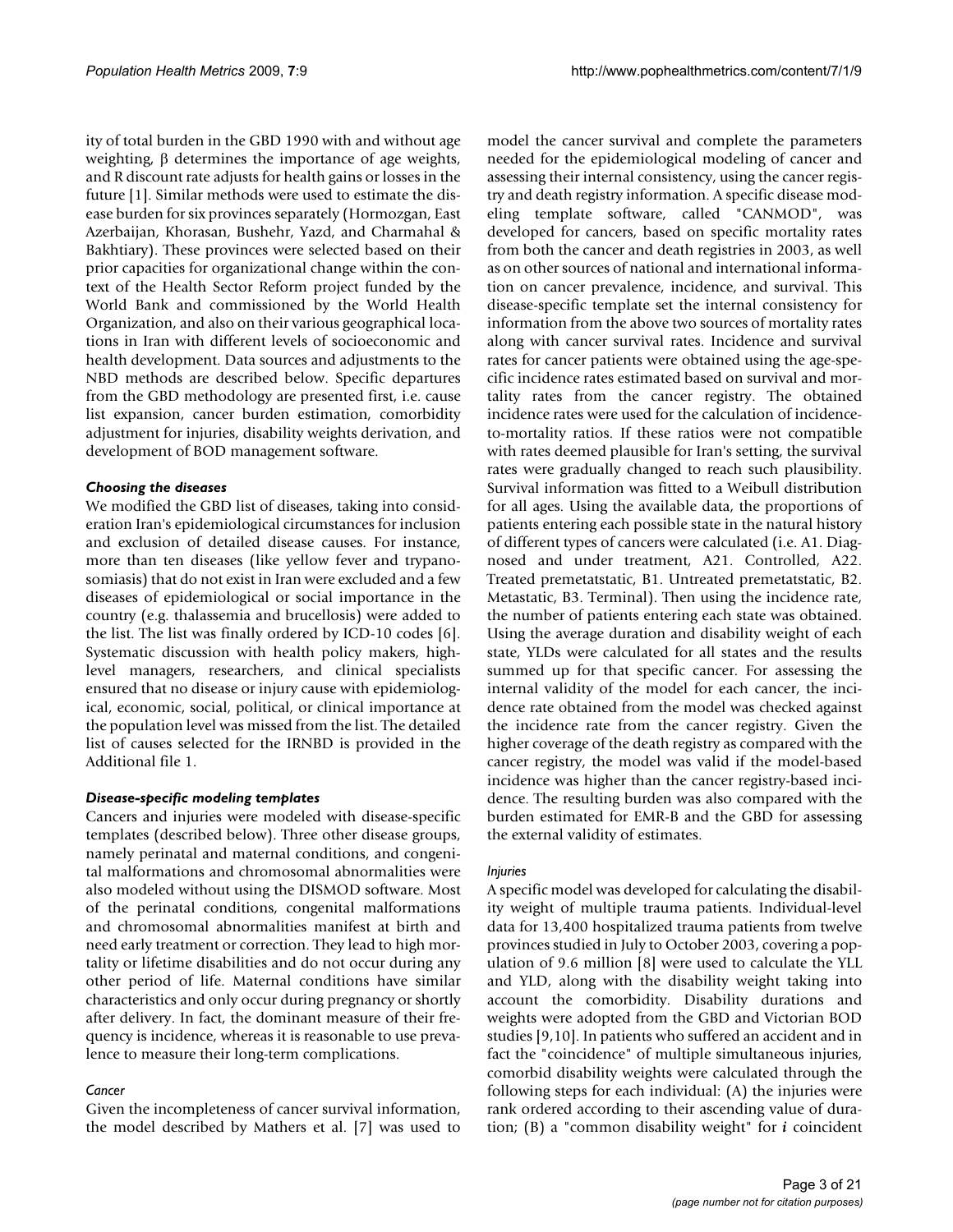ity of total burden in the GBD 1990 with and without age weighting, β determines the importance of age weights, and R discount rate adjusts for health gains or losses in the future [1]. Similar methods were used to estimate the disease burden for six provinces separately (Hormozgan, East Azerbaijan, Khorasan, Bushehr, Yazd, and Charmahal & Bakhtiary). These provinces were selected based on their prior capacities for organizational change within the context of the Health Sector Reform project funded by the World Bank and commissioned by the World Health Organization, and also on their various geographical locations in Iran with different levels of socioeconomic and health development. Data sources and adjustments to the NBD methods are described below. Specific departures from the GBD methodology are presented first, i.e. cause list expansion, cancer burden estimation, comorbidity adjustment for injuries, disability weights derivation, and development of BOD management software.

### *Choosing the diseases*

We modified the GBD list of diseases, taking into consideration Iran's epidemiological circumstances for inclusion and exclusion of detailed disease causes. For instance, more than ten diseases (like yellow fever and trypanosomiasis) that do not exist in Iran were excluded and a few diseases of epidemiological or social importance in the country (e.g. thalassemia and brucellosis) were added to the list. The list was finally ordered by ICD-10 codes [6]. Systematic discussion with health policy makers, high-level managers, researchers, and clinical specialists ensured that no disease or injury cause with epidemiological, economic, social, political, or clinical importance at the population level was missed from the list. The detailed list of causes selected for the IRNBD is provided in the Additional file 1.

### *Disease-specific modeling templates*

Cancers and injuries were modeled with disease-specific templates (described below). Three other disease groups, namely perinatal and maternal conditions, and congenital malformations and chromosomal abnormalities were also modeled without using the DISMOD software. Most of the perinatal conditions, congenital malformations and chromosomal abnormalities manifest at birth and need early treatment or correction. They lead to high mortality or lifetime disabilities and do not occur during any other period of life. Maternal conditions have similar characteristics and only occur during pregnancy or shortly after delivery. In fact, the dominant measure of their frequency is incidence, whereas it is reasonable to use prevalence to measure their long-term complications.

#### *Cancer*

Given the incompleteness of cancer survival information, the model described by Mathers et al. [7] was used to model the cancer survival and complete the parameters needed for the epidemiological modeling of cancer and assessing their internal consistency, using the cancer registry and death registry information. A specific disease modeling template software, called "CANMOD", was developed for cancers, based on specific mortality rates from both the cancer and death registries in 2003, as well as on other sources of national and international information on cancer prevalence, incidence, and survival. This disease-specific template set the internal consistency for information from the above two sources of mortality rates along with cancer survival rates. Incidence and survival rates for cancer patients were obtained using the age-specific incidence rates estimated based on survival and mortality rates from the cancer registry. The obtained incidence rates were used for the calculation of incidence-to-mortality ratios. If these ratios were not compatible with rates deemed plausible for Iran's setting, the survival rates were gradually changed to reach such plausibility. Survival information was fitted to a Weibull distribution for all ages. Using the available data, the proportions of patients entering each possible state in the natural history of different types of cancers were calculated (i.e. A1. Diagnosed and under treatment, A21. Controlled, A22. Treated premetatstatic, B1. Untreated premetatstatic, B2. Metastatic, B3. Terminal). Then using the incidence rate, the number of patients entering each state was obtained. Using the average duration and disability weight of each state, YLDs were calculated for all states and the results summed up for that specific cancer. For assessing the internal validity of the model for each cancer, the incidence rate obtained from the model was checked against the incidence rate from the cancer registry. Given the higher coverage of the death registry as compared with the cancer registry, the model was valid if the model-based incidence was higher than the cancer registry-based incidence. The resulting burden was also compared with the burden estimated for EMR-B and the GBD for assessing the external validity of estimates.

#### *Injuries*

A specific model was developed for calculating the disability weight of multiple trauma patients. Individual-level data for 13,400 hospitalized trauma patients from twelve provinces studied in July to October 2003, covering a population of 9.6 million [8] were used to calculate the YLL and YLD, along with the disability weight taking into account the comorbidity. Disability durations and weights were adopted from the GBD and Victorian BOD studies [9,10]. In patients who suffered an accident and in fact the "coincidence" of multiple simultaneous injuries, comorbid disability weights were calculated through the following steps for each individual: (A) the injuries were rank ordered according to their ascending value of duration; (B) a "common disability weight" for $i$ coincident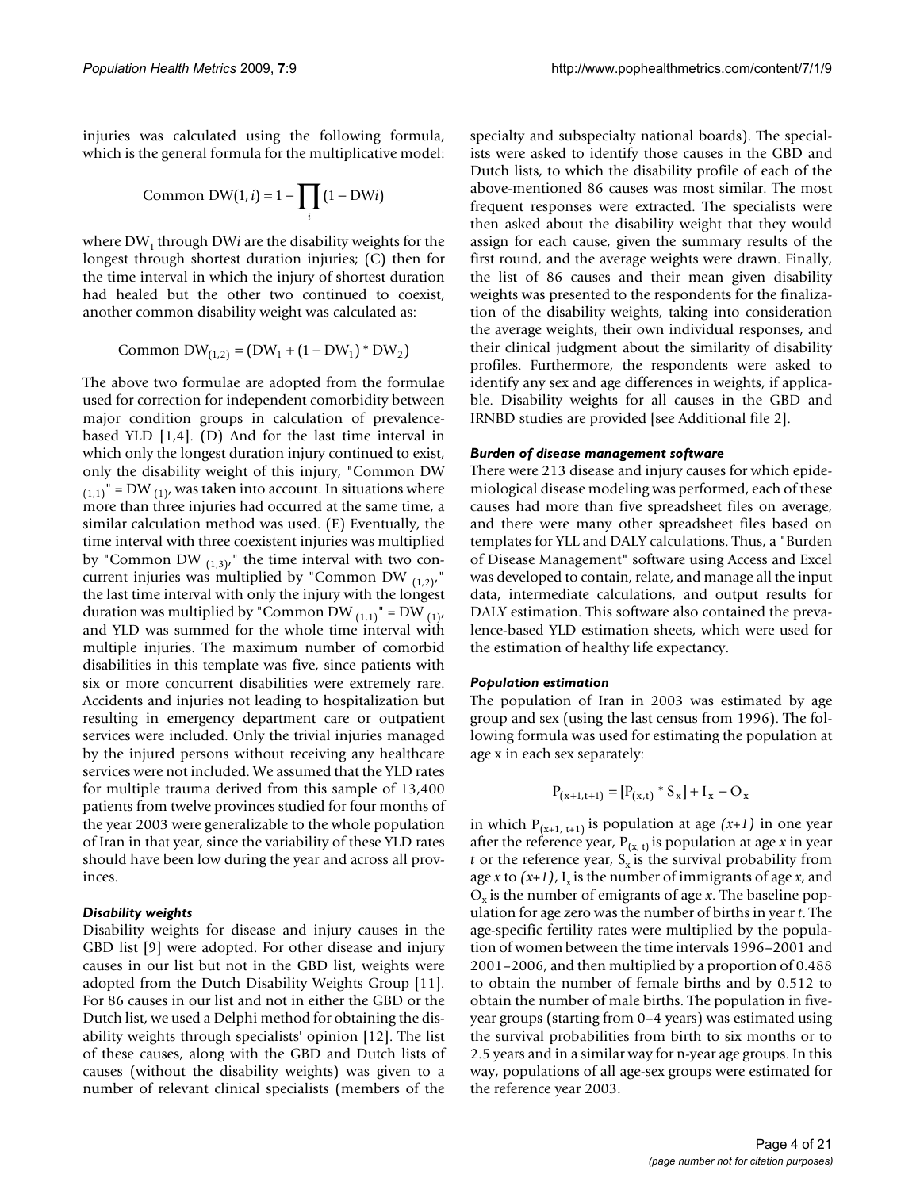injuries was calculated using the following formula, which is the general formula for the multiplicative model:

$$\text{Common DW}(1,i) = 1 - \prod_{i}(1 - \text{DW}i)$$

where $\text{DW}_1$ through DW*i* are the disability weights for the longest through shortest duration injuries; (C) then for the time interval in which the injury of shortest duration had healed but the other two continued to coexist, another common disability weight was calculated as:

$$\text{Common DW}_{(1,2)} = (\text{DW}_1 + (1 - \text{DW}_1) * \text{DW}_2)$$

The above two formulae are adopted from the formulae used for correction for independent comorbidity between major condition groups in calculation of prevalence-based YLD [1,4]. (D) And for the last time interval in which only the longest duration injury continued to exist, only the disability weight of this injury, "Common $\text{DW}_{(1,1)}$" = $\text{DW}_{(1)}$, was taken into account. In situations where more than three injuries had occurred at the same time, a similar calculation method was used. (E) Eventually, the time interval with three coexistent injuries was multiplied by "Common $\text{DW}_{(1,3)}$," the time interval with two concurrent injuries was multiplied by "Common $\text{DW}_{(1,2)}$," the last time interval with only the injury with the longest duration was multiplied by "Common $\text{DW}_{(1,1)}$" = $\text{DW}_{(1)}$, and YLD was summed for the whole time interval with multiple injuries. The maximum number of comorbid disabilities in this template was five, since patients with six or more concurrent disabilities were extremely rare. Accidents and injuries not leading to hospitalization but resulting in emergency department care or outpatient services were included. Only the trivial injuries managed by the injured persons without receiving any healthcare services were not included. We assumed that the YLD rates for multiple trauma derived from this sample of 13,400 patients from twelve provinces studied for four months of the year 2003 were generalizable to the whole population of Iran in that year, since the variability of these YLD rates should have been low during the year and across all provinces.

### *Disability weights*

Disability weights for disease and injury causes in the GBD list [9] were adopted. For other disease and injury causes in our list but not in the GBD list, weights were adopted from the Dutch Disability Weights Group [11]. For 86 causes in our list and not in either the GBD or the Dutch list, we used a Delphi method for obtaining the disability weights through specialists' opinion [12]. The list of these causes, along with the GBD and Dutch lists of causes (without the disability weights) was given to a number of relevant clinical specialists (members of the specialty and subspecialty national boards). The specialists were asked to identify those causes in the GBD and Dutch lists, to which the disability profile of each of the above-mentioned 86 causes was most similar. The most frequent responses were extracted. The specialists were then asked about the disability weight that they would assign for each cause, given the summary results of the first round, and the average weights were drawn. Finally, the list of 86 causes and their mean given disability weights was presented to the respondents for the finalization of the disability weights, taking into consideration the average weights, their own individual responses, and their clinical judgment about the similarity of disability profiles. Furthermore, the respondents were asked to identify any sex and age differences in weights, if applicable. Disability weights for all causes in the GBD and IRNBD studies are provided [see Additional file 2].

### *Burden of disease management software*

There were 213 disease and injury causes for which epidemiological disease modeling was performed, each of these causes had more than five spreadsheet files on average, and there were many other spreadsheet files based on templates for YLL and DALY calculations. Thus, a "Burden of Disease Management" software using Access and Excel was developed to contain, relate, and manage all the input data, intermediate calculations, and output results for DALY estimation. This software also contained the prevalence-based YLD estimation sheets, which were used for the estimation of healthy life expectancy.

### *Population estimation*

The population of Iran in 2003 was estimated by age group and sex (using the last census from 1996). The following formula was used for estimating the population at age x in each sex separately:

$$P_{(x+1,t+1)} = [P_{(x,t)} * S_x] + I_x - O_x$$

in which $P_{(x+1,\ t+1)}$ is population at age *(x+1)* in one year after the reference year, $P_{(x,\ t)}$ is population at age *x* in year *t* or the reference year, $S_x$ is the survival probability from age *x* to *(x+1)*, $I_x$ is the number of immigrants of age *x*, and $O_x$ is the number of emigrants of age *x*. The baseline population for age zero was the number of births in year *t*. The age-specific fertility rates were multiplied by the population of women between the time intervals 1996–2001 and 2001–2006, and then multiplied by a proportion of 0.488 to obtain the number of female births and by 0.512 to obtain the number of male births. The population in five-year groups (starting from 0–4 years) was estimated using the survival probabilities from birth to six months or to 2.5 years and in a similar way for n-year age groups. In this way, populations of all age-sex groups were estimated for the reference year 2003.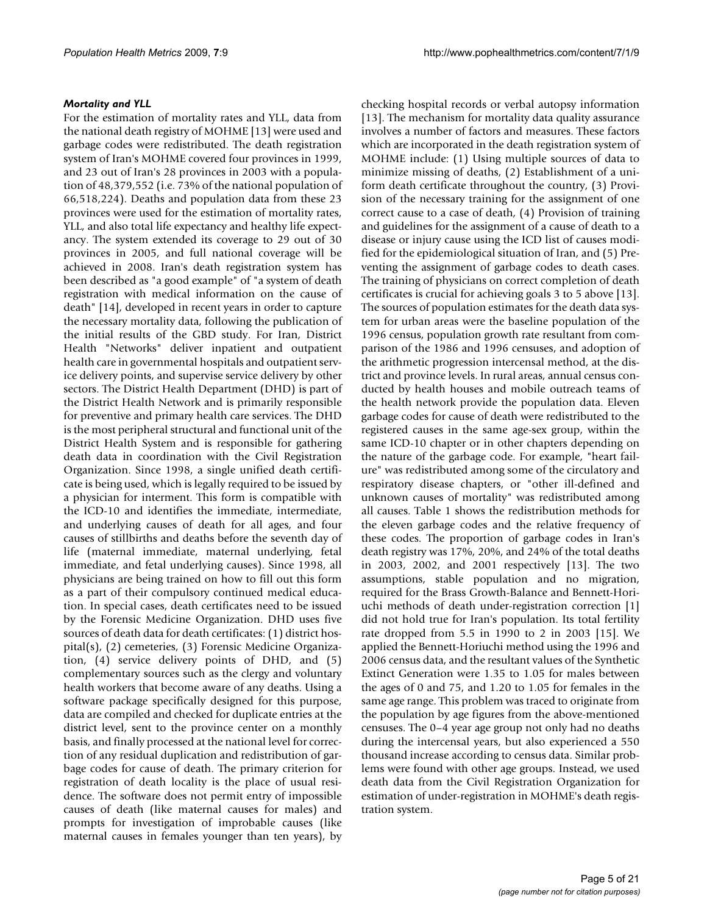### *Mortality and YLL*

For the estimation of mortality rates and YLL, data from the national death registry of MOHME [13] were used and garbage codes were redistributed. The death registration system of Iran's MOHME covered four provinces in 1999, and 23 out of Iran's 28 provinces in 2003 with a population of 48,379,552 (i.e. 73% of the national population of 66,518,224). Deaths and population data from these 23 provinces were used for the estimation of mortality rates, YLL, and also total life expectancy and healthy life expectancy. The system extended its coverage to 29 out of 30 provinces in 2005, and full national coverage will be achieved in 2008. Iran's death registration system has been described as "a good example" of "a system of death registration with medical information on the cause of death" [14], developed in recent years in order to capture the necessary mortality data, following the publication of the initial results of the GBD study. For Iran, District Health "Networks" deliver inpatient and outpatient health care in governmental hospitals and outpatient service delivery points, and supervise service delivery by other sectors. The District Health Department (DHD) is part of the District Health Network and is primarily responsible for preventive and primary health care services. The DHD is the most peripheral structural and functional unit of the District Health System and is responsible for gathering death data in coordination with the Civil Registration Organization. Since 1998, a single unified death certificate is being used, which is legally required to be issued by a physician for interment. This form is compatible with the ICD-10 and identifies the immediate, intermediate, and underlying causes of death for all ages, and four causes of stillbirths and deaths before the seventh day of life (maternal immediate, maternal underlying, fetal immediate, and fetal underlying causes). Since 1998, all physicians are being trained on how to fill out this form as a part of their compulsory continued medical education. In special cases, death certificates need to be issued by the Forensic Medicine Organization. DHD uses five sources of death data for death certificates: (1) district hospital(s), (2) cemeteries, (3) Forensic Medicine Organization, (4) service delivery points of DHD, and (5) complementary sources such as the clergy and voluntary health workers that become aware of any deaths. Using a software package specifically designed for this purpose, data are compiled and checked for duplicate entries at the district level, sent to the province center on a monthly basis, and finally processed at the national level for correction of any residual duplication and redistribution of garbage codes for cause of death. The primary criterion for registration of death locality is the place of usual residence. The software does not permit entry of impossible causes of death (like maternal causes for males) and prompts for investigation of improbable causes (like maternal causes in females younger than ten years), by checking hospital records or verbal autopsy information [13]. The mechanism for mortality data quality assurance involves a number of factors and measures. These factors which are incorporated in the death registration system of MOHME include: (1) Using multiple sources of data to minimize missing of deaths, (2) Establishment of a uniform death certificate throughout the country, (3) Provision of the necessary training for the assignment of one correct cause to a case of death, (4) Provision of training and guidelines for the assignment of a cause of death to a disease or injury cause using the ICD list of causes modified for the epidemiological situation of Iran, and (5) Preventing the assignment of garbage codes to death cases. The training of physicians on correct completion of death certificates is crucial for achieving goals 3 to 5 above [13]. The sources of population estimates for the death data system for urban areas were the baseline population of the 1996 census, population growth rate resultant from comparison of the 1986 and 1996 censuses, and adoption of the arithmetic progression intercensal method, at the district and province levels. In rural areas, annual census conducted by health houses and mobile outreach teams of the health network provide the population data. Eleven garbage codes for cause of death were redistributed to the registered causes in the same age-sex group, within the same ICD-10 chapter or in other chapters depending on the nature of the garbage code. For example, "heart failure" was redistributed among some of the circulatory and respiratory disease chapters, or "other ill-defined and unknown causes of mortality" was redistributed among all causes. Table 1 shows the redistribution methods for the eleven garbage codes and the relative frequency of these codes. The proportion of garbage codes in Iran's death registry was 17%, 20%, and 24% of the total deaths in 2003, 2002, and 2001 respectively [13]. The two assumptions, stable population and no migration, required for the Brass Growth-Balance and Bennett-Horiuchi methods of death under-registration correction [1] did not hold true for Iran's population. Its total fertility rate dropped from 5.5 in 1990 to 2 in 2003 [15]. We applied the Bennett-Horiuchi method using the 1996 and 2006 census data, and the resultant values of the Synthetic Extinct Generation were 1.35 to 1.05 for males between the ages of 0 and 75, and 1.20 to 1.05 for females in the same age range. This problem was traced to originate from the population by age figures from the above-mentioned censuses. The 0–4 year age group not only had no deaths during the intercensal years, but also experienced a 550 thousand increase according to census data. Similar problems were found with other age groups. Instead, we used death data from the Civil Registration Organization for estimation of under-registration in MOHME's death registration system.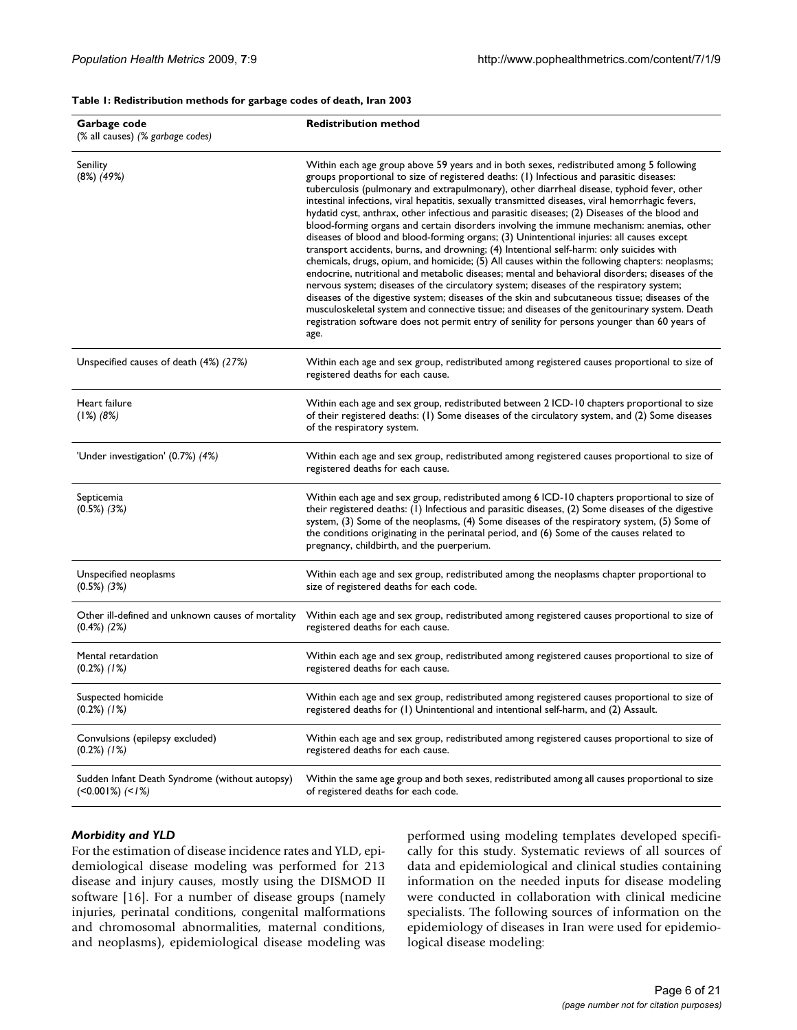**Table 1: Redistribution methods for garbage codes of death, Iran 2003**

| Garbage code (% all causes) *(% garbage codes)* | Redistribution method |
|---|---|
| Senility (8%) *(49%)* | Within each age group above 59 years and in both sexes, redistributed among 5 following groups proportional to size of registered deaths: (1) Infectious and parasitic diseases: tuberculosis (pulmonary and extrapulmonary), other diarrheal disease, typhoid fever, other intestinal infections, viral hepatitis, sexually transmitted diseases, viral hemorrhagic fevers, hydatid cyst, anthrax, other infectious and parasitic diseases; (2) Diseases of the blood and blood-forming organs and certain disorders involving the immune mechanism: anemias, other diseases of blood and blood-forming organs; (3) Unintentional injuries: all causes except transport accidents, burns, and drowning; (4) Intentional self-harm: only suicides with chemicals, drugs, opium, and homicide; (5) All causes within the following chapters: neoplasms; endocrine, nutritional and metabolic diseases; mental and behavioral disorders; diseases of the nervous system; diseases of the circulatory system; diseases of the respiratory system; diseases of the digestive system; diseases of the skin and subcutaneous tissue; diseases of the musculoskeletal system and connective tissue; and diseases of the genitourinary system. Death registration software does not permit entry of senility for persons younger than 60 years of age. |
| Unspecified causes of death (4%) *(27%)* | Within each age and sex group, redistributed among registered causes proportional to size of registered deaths for each cause. |
| Heart failure (1%) *(8%)* | Within each age and sex group, redistributed between 2 ICD-10 chapters proportional to size of their registered deaths: (1) Some diseases of the circulatory system, and (2) Some diseases of the respiratory system. |
| 'Under investigation' (0.7%) *(4%)* | Within each age and sex group, redistributed among registered causes proportional to size of registered deaths for each cause. |
| Septicemia (0.5%) *(3%)* | Within each age and sex group, redistributed among 6 ICD-10 chapters proportional to size of their registered deaths: (1) Infectious and parasitic diseases, (2) Some diseases of the digestive system, (3) Some of the neoplasms, (4) Some diseases of the respiratory system, (5) Some of the conditions originating in the perinatal period, and (6) Some of the causes related to pregnancy, childbirth, and the puerperium. |
| Unspecified neoplasms (0.5%) *(3%)* | Within each age and sex group, redistributed among the neoplasms chapter proportional to size of registered deaths for each code. |
| Other ill-defined and unknown causes of mortality (0.4%) *(2%)* | Within each age and sex group, redistributed among registered causes proportional to size of registered deaths for each cause. |
| Mental retardation (0.2%) *(1%)* | Within each age and sex group, redistributed among registered causes proportional to size of registered deaths for each cause. |
| Suspected homicide (0.2%) *(1%)* | Within each age and sex group, redistributed among registered causes proportional to size of registered deaths for (1) Unintentional and intentional self-harm, and (2) Assault. |
| Convulsions (epilepsy excluded) (0.2%) *(1%)* | Within each age and sex group, redistributed among registered causes proportional to size of registered deaths for each cause. |
| Sudden Infant Death Syndrome (without autopsy) (<0.001%) *(<1%)* | Within the same age group and both sexes, redistributed among all causes proportional to size of registered deaths for each code. |

### *Morbidity and YLD*

For the estimation of disease incidence rates and YLD, epidemiological disease modeling was performed for 213 disease and injury causes, mostly using the DISMOD II software [16]. For a number of disease groups (namely injuries, perinatal conditions, congenital malformations and chromosomal abnormalities, maternal conditions, and neoplasms), epidemiological disease modeling was performed using modeling templates developed specifically for this study. Systematic reviews of all sources of data and epidemiological and clinical studies containing information on the needed inputs for disease modeling were conducted in collaboration with clinical medicine specialists. The following sources of information on the epidemiology of diseases in Iran were used for epidemiological disease modeling: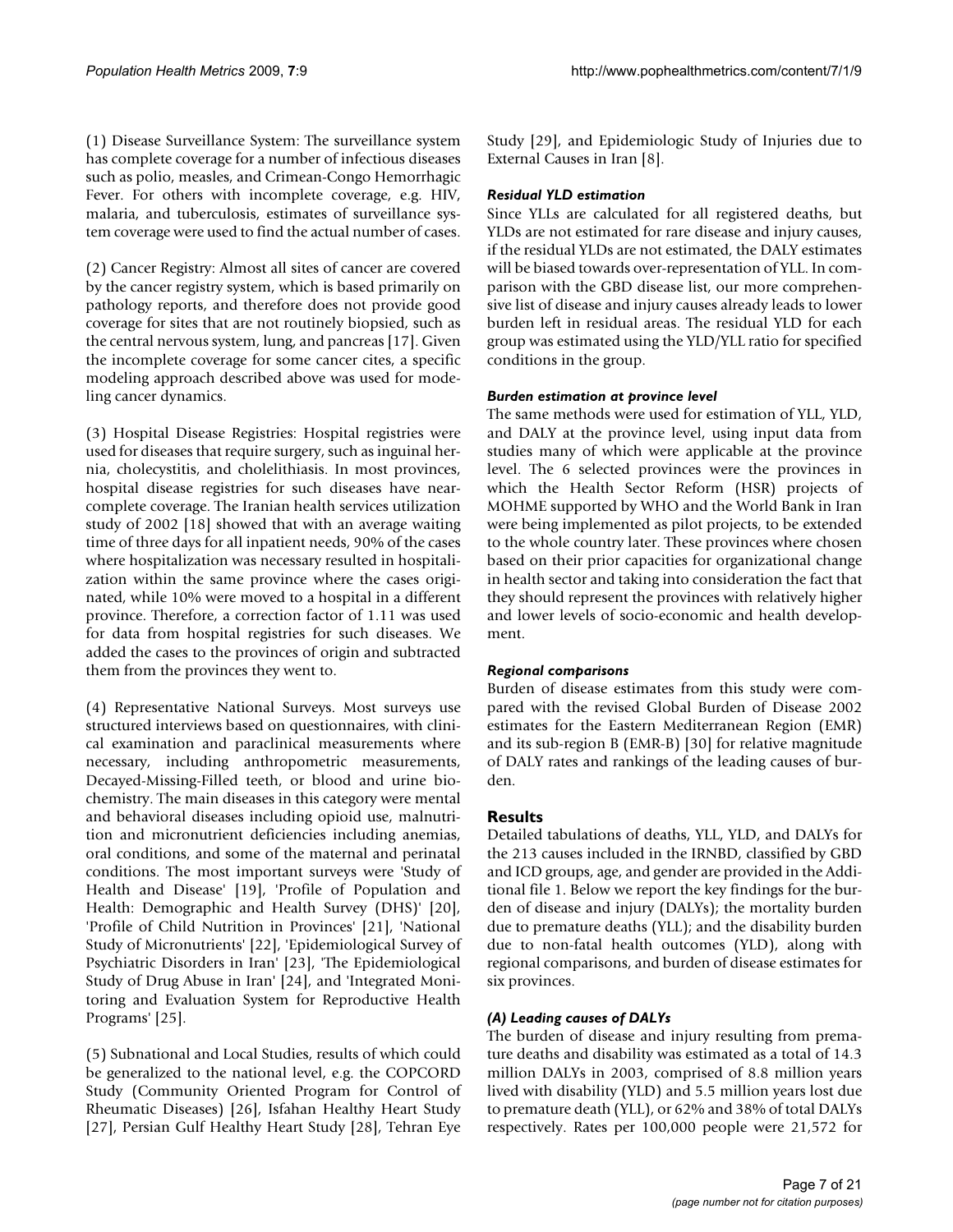(1) Disease Surveillance System: The surveillance system has complete coverage for a number of infectious diseases such as polio, measles, and Crimean-Congo Hemorrhagic Fever. For others with incomplete coverage, e.g. HIV, malaria, and tuberculosis, estimates of surveillance system coverage were used to find the actual number of cases.

(2) Cancer Registry: Almost all sites of cancer are covered by the cancer registry system, which is based primarily on pathology reports, and therefore does not provide good coverage for sites that are not routinely biopsied, such as the central nervous system, lung, and pancreas [17]. Given the incomplete coverage for some cancer cites, a specific modeling approach described above was used for modeling cancer dynamics.

(3) Hospital Disease Registries: Hospital registries were used for diseases that require surgery, such as inguinal hernia, cholecystitis, and cholelithiasis. In most provinces, hospital disease registries for such diseases have near-complete coverage. The Iranian health services utilization study of 2002 [18] showed that with an average waiting time of three days for all inpatient needs, 90% of the cases where hospitalization was necessary resulted in hospitalization within the same province where the cases originated, while 10% were moved to a hospital in a different province. Therefore, a correction factor of 1.11 was used for data from hospital registries for such diseases. We added the cases to the provinces of origin and subtracted them from the provinces they went to.

(4) Representative National Surveys. Most surveys use structured interviews based on questionnaires, with clinical examination and paraclinical measurements where necessary, including anthropometric measurements, Decayed-Missing-Filled teeth, or blood and urine biochemistry. The main diseases in this category were mental and behavioral diseases including opioid use, malnutrition and micronutrient deficiencies including anemias, oral conditions, and some of the maternal and perinatal conditions. The most important surveys were 'Study of Health and Disease' [19], 'Profile of Population and Health: Demographic and Health Survey (DHS)' [20], 'Profile of Child Nutrition in Provinces' [21], 'National Study of Micronutrients' [22], 'Epidemiological Survey of Psychiatric Disorders in Iran' [23], 'The Epidemiological Study of Drug Abuse in Iran' [24], and 'Integrated Monitoring and Evaluation System for Reproductive Health Programs' [25].

(5) Subnational and Local Studies, results of which could be generalized to the national level, e.g. the COPCORD Study (Community Oriented Program for Control of Rheumatic Diseases) [26], Isfahan Healthy Heart Study [27], Persian Gulf Healthy Heart Study [28], Tehran Eye Study [29], and Epidemiologic Study of Injuries due to External Causes in Iran [8].

#### *Residual YLD estimation*

Since YLLs are calculated for all registered deaths, but YLDs are not estimated for rare disease and injury causes, if the residual YLDs are not estimated, the DALY estimates will be biased towards over-representation of YLL. In comparison with the GBD disease list, our more comprehensive list of disease and injury causes already leads to lower burden left in residual areas. The residual YLD for each group was estimated using the YLD/YLL ratio for specified conditions in the group.

#### *Burden estimation at province level*

The same methods were used for estimation of YLL, YLD, and DALY at the province level, using input data from studies many of which were applicable at the province level. The 6 selected provinces were the provinces in which the Health Sector Reform (HSR) projects of MOHME supported by WHO and the World Bank in Iran were being implemented as pilot projects, to be extended to the whole country later. These provinces where chosen based on their prior capacities for organizational change in health sector and taking into consideration the fact that they should represent the provinces with relatively higher and lower levels of socio-economic and health development.

#### *Regional comparisons*

Burden of disease estimates from this study were compared with the revised Global Burden of Disease 2002 estimates for the Eastern Mediterranean Region (EMR) and its sub-region B (EMR-B) [30] for relative magnitude of DALY rates and rankings of the leading causes of burden.

## Results

Detailed tabulations of deaths, YLL, YLD, and DALYs for the 213 causes included in the IRNBD, classified by GBD and ICD groups, age, and gender are provided in the Additional file 1. Below we report the key findings for the burden of disease and injury (DALYs); the mortality burden due to premature deaths (YLL); and the disability burden due to non-fatal health outcomes (YLD), along with regional comparisons, and burden of disease estimates for six provinces.

#### *(A) Leading causes of DALYs*

The burden of disease and injury resulting from premature deaths and disability was estimated as a total of 14.3 million DALYs in 2003, comprised of 8.8 million years lived with disability (YLD) and 5.5 million years lost due to premature death (YLL), or 62% and 38% of total DALYs respectively. Rates per 100,000 people were 21,572 for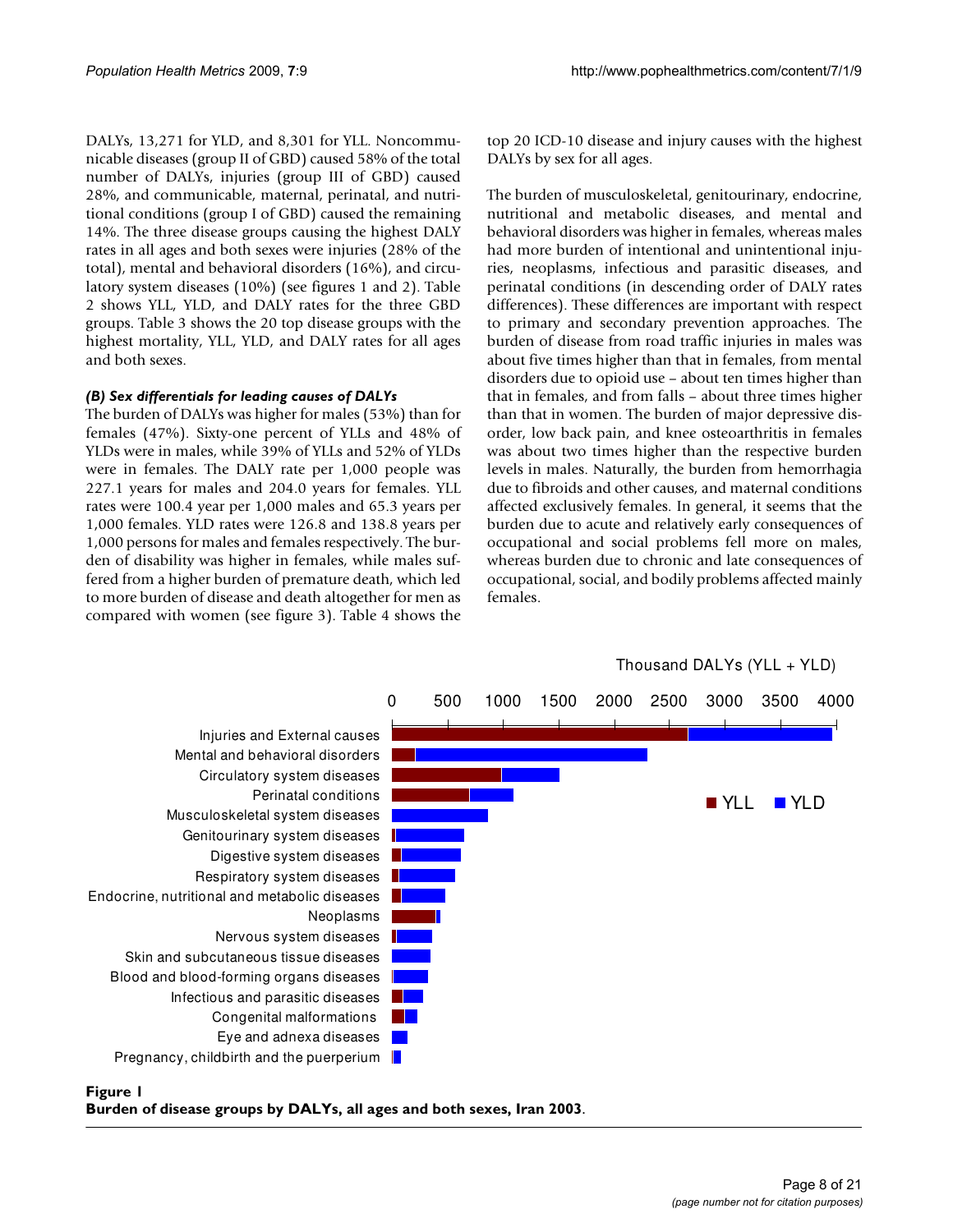DALYs, 13,271 for YLD, and 8,301 for YLL. Noncommunicable diseases (group II of GBD) caused 58% of the total number of DALYs, injuries (group III of GBD) caused 28%, and communicable, maternal, perinatal, and nutritional conditions (group I of GBD) caused the remaining 14%. The three disease groups causing the highest DALY rates in all ages and both sexes were injuries (28% of the total), mental and behavioral disorders (16%), and circulatory system diseases (10%) (see figures 1 and 2). Table 2 shows YLL, YLD, and DALY rates for the three GBD groups. Table 3 shows the 20 top disease groups with the highest mortality, YLL, YLD, and DALY rates for all ages and both sexes.

### *(B) Sex differentials for leading causes of DALYs*

The burden of DALYs was higher for males (53%) than for females (47%). Sixty-one percent of YLLs and 48% of YLDs were in males, while 39% of YLLs and 52% of YLDs were in females. The DALY rate per 1,000 people was 227.1 years for males and 204.0 years for females. YLL rates were 100.4 year per 1,000 males and 65.3 years per 1,000 females. YLD rates were 126.8 and 138.8 years per 1,000 persons for males and females respectively. The burden of disability was higher in females, while males suffered from a higher burden of premature death, which led to more burden of disease and death altogether for men as compared with women (see figure 3). Table 4 shows the top 20 ICD-10 disease and injury causes with the highest DALYs by sex for all ages.

The burden of musculoskeletal, genitourinary, endocrine, nutritional and metabolic diseases, and mental and behavioral disorders was higher in females, whereas males had more burden of intentional and unintentional injuries, neoplasms, infectious and parasitic diseases, and perinatal conditions (in descending order of DALY rates differences). These differences are important with respect to primary and secondary prevention approaches. The burden of disease from road traffic injuries in males was about five times higher than that in females, from mental disorders due to opioid use – about ten times higher than that in females, and from falls – about three times higher than that in women. The burden of major depressive disorder, low back pain, and knee osteoarthritis in females was about two times higher than the respective burden levels in males. Naturally, the burden from hemorrhagia due to fibroids and other causes, and maternal conditions affected exclusively females. In general, it seems that the burden due to acute and relatively early consequences of occupational and social problems fell more on males, whereas burden due to chronic and late consequences of occupational, social, and bodily problems affected mainly females.

**Figure 1**
**Burden of disease groups by DALYs, all ages and both sexes, Iran 2003.**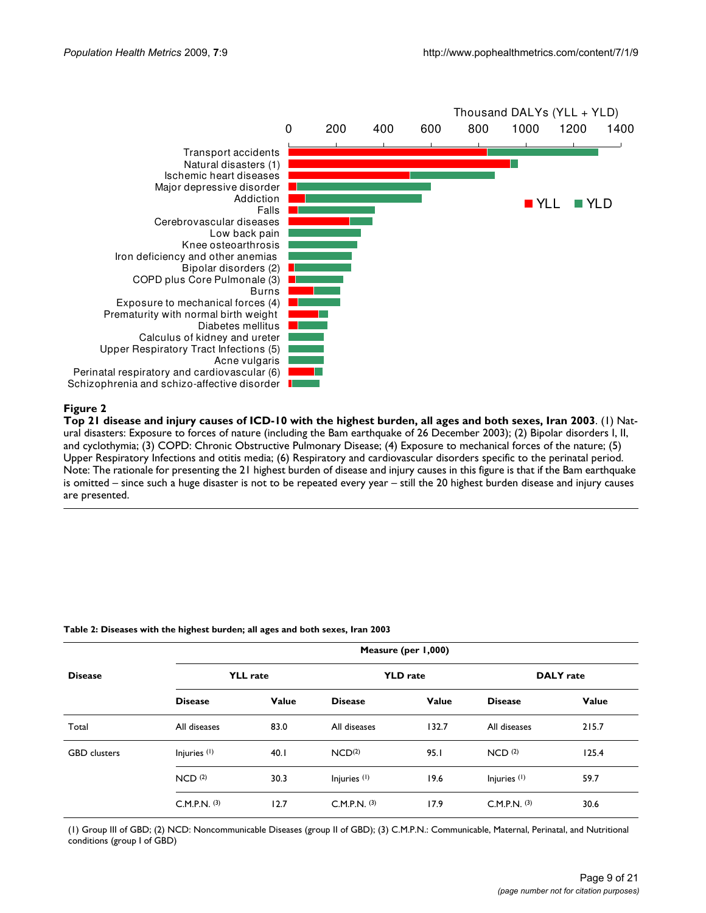**Figure 2**

**Top 21 disease and injury causes of ICD-10 with the highest burden, all ages and both sexes, Iran 2003**. (1) Natural disasters: Exposure to forces of nature (including the Bam earthquake of 26 December 2003); (2) Bipolar disorders I, II, and cyclothymia; (3) COPD: Chronic Obstructive Pulmonary Disease; (4) Exposure to mechanical forces of the nature; (5) Upper Respiratory Infections and otitis media; (6) Respiratory and cardiovascular disorders specific to the perinatal period. Note: The rationale for presenting the 21 highest burden of disease and injury causes in this figure is that if the Bam earthquake is omitted – since such a huge disaster is not to be repeated every year – still the 20 highest burden disease and injury causes are presented.

**Table 2: Diseases with the highest burden; all ages and both sexes, Iran 2003**

| Disease | Measure (per 1,000) | | | | | |
|---|---|---|---|---|---|---|
| | YLL rate | | YLD rate | | DALY rate | |
| | Disease | Value | Disease | Value | Disease | Value |
| Total | All diseases | 83.0 | All diseases | 132.7 | All diseases | 215.7 |
| GBD clusters | Injuries (1) | 40.1 | NCD(2) | 95.1 | NCD (2) | 125.4 |
| | NCD (2) | 30.3 | Injuries (1) | 19.6 | Injuries (1) | 59.7 |
| | C.M.P.N. (3) | 12.7 | C.M.P.N. (3) | 17.9 | C.M.P.N. (3) | 30.6 |

(1) Group III of GBD; (2) NCD: Noncommunicable Diseases (group II of GBD); (3) C.M.P.N.: Communicable, Maternal, Perinatal, and Nutritional conditions (group I of GBD)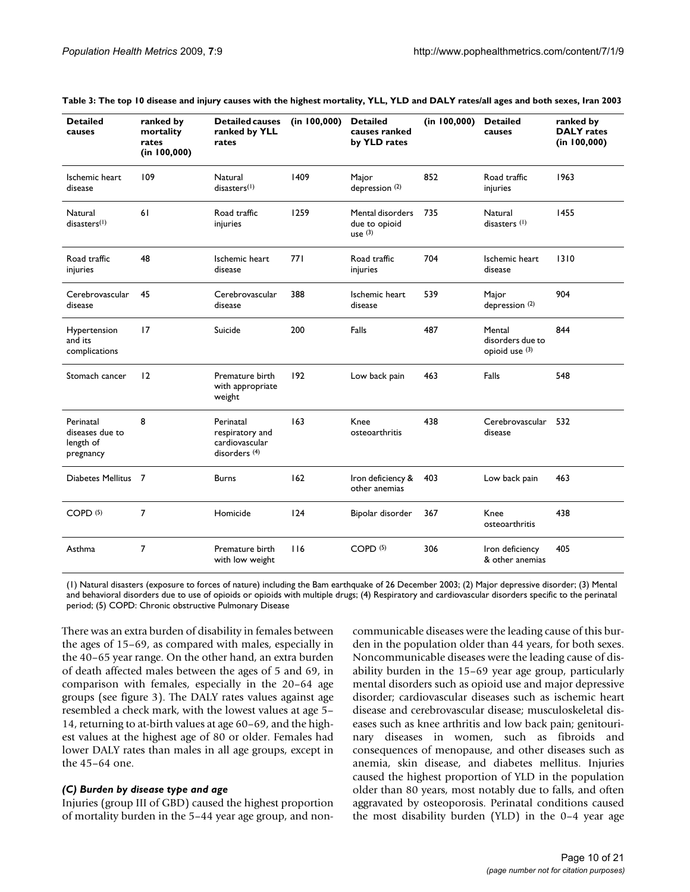**Table 3: The top 10 disease and injury causes with the highest mortality, YLL, YLD and DALY rates/all ages and both sexes, Iran 2003**

| Detailed causes | ranked by mortality rates (in 100,000) | Detailed causes ranked by YLL rates | (in 100,000) | Detailed causes ranked by YLD rates | (in 100,000) | Detailed causes | ranked by DALY rates (in 100,000) |
|---|---|---|---|---|---|---|---|
| Ischemic heart disease | 109 | Natural disasters (1) | 1409 | Major depression (2) | 852 | Road traffic injuries | 1963 |
| Natural disasters (1) | 61 | Road traffic injuries | 1259 | Mental disorders due to opioid use (3) | 735 | Natural disasters (1) | 1455 |
| Road traffic injuries | 48 | Ischemic heart disease | 771 | Road traffic injuries | 704 | Ischemic heart disease | 1310 |
| Cerebrovascular disease | 45 | Cerebrovascular disease | 388 | Ischemic heart disease | 539 | Major depression (2) | 904 |
| Hypertension and its complications | 17 | Suicide | 200 | Falls | 487 | Mental disorders due to opioid use (3) | 844 |
| Stomach cancer | 12 | Premature birth with appropriate weight | 192 | Low back pain | 463 | Falls | 548 |
| Perinatal diseases due to length of pregnancy | 8 | Perinatal respiratory and cardiovascular disorders (4) | 163 | Knee osteoarthritis | 438 | Cerebrovascular disease | 532 |
| Diabetes Mellitus | 7 | Burns | 162 | Iron deficiency & other anemias | 403 | Low back pain | 463 |
| COPD (5) | 7 | Homicide | 124 | Bipolar disorder | 367 | Knee osteoarthritis | 438 |
| Asthma | 7 | Premature birth with low weight | 116 | COPD (5) | 306 | Iron deficiency & other anemias | 405 |

(1) Natural disasters (exposure to forces of nature) including the Bam earthquake of 26 December 2003; (2) Major depressive disorder; (3) Mental and behavioral disorders due to use of opioids or opioids with multiple drugs; (4) Respiratory and cardiovascular disorders specific to the perinatal period; (5) COPD: Chronic obstructive Pulmonary Disease

There was an extra burden of disability in females between the ages of 15–69, as compared with males, especially in the 40–65 year range. On the other hand, an extra burden of death affected males between the ages of 5 and 69, in comparison with females, especially in the 20–64 age groups (see figure 3). The DALY rates values against age resembled a check mark, with the lowest values at age 5–14, returning to at-birth values at age 60–69, and the highest values at the highest age of 80 or older. Females had lower DALY rates than males in all age groups, except in the 45–64 one.

### *(C) Burden by disease type and age*

Injuries (group III of GBD) caused the highest proportion of mortality burden in the 5–44 year age group, and noncommunicable diseases were the leading cause of this burden in the population older than 44 years, for both sexes. Noncommunicable diseases were the leading cause of disability burden in the 15–69 year age group, particularly mental disorders such as opioid use and major depressive disorder; cardiovascular diseases such as ischemic heart disease and cerebrovascular disease; musculoskeletal diseases such as knee arthritis and low back pain; genitourinary diseases in women, such as fibroids and consequences of menopause, and other diseases such as anemia, skin disease, and diabetes mellitus. Injuries caused the highest proportion of YLD in the population older than 80 years, most notably due to falls, and often aggravated by osteoporosis. Perinatal conditions caused the most disability burden (YLD) in the 0–4 year age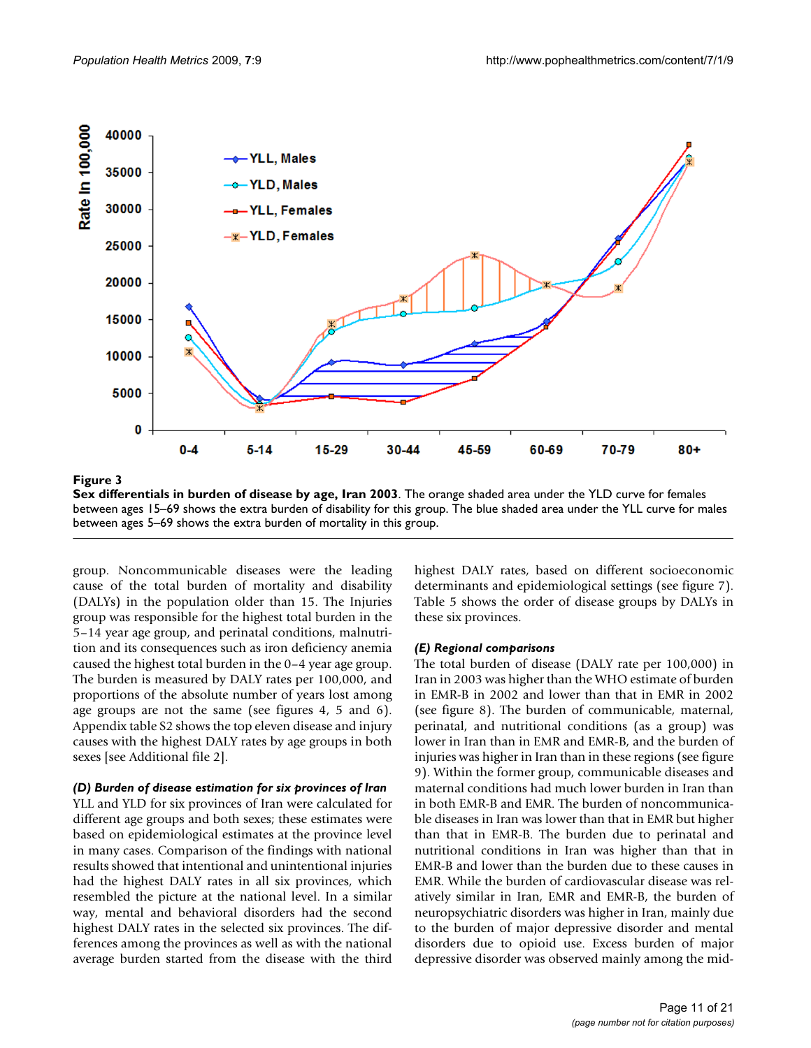**Figure 3**

**Sex differentials in burden of disease by age, Iran 2003**. The orange shaded area under the YLD curve for females between ages 15–69 shows the extra burden of disability for this group. The blue shaded area under the YLL curve for males between ages 5–69 shows the extra burden of mortality in this group.

group. Noncommunicable diseases were the leading cause of the total burden of mortality and disability (DALYs) in the population older than 15. The Injuries group was responsible for the highest total burden in the 5–14 year age group, and perinatal conditions, malnutrition and its consequences such as iron deficiency anemia caused the highest total burden in the 0–4 year age group. The burden is measured by DALY rates per 100,000, and proportions of the absolute number of years lost among age groups are not the same (see figures 4, 5 and 6). Appendix table S2 shows the top eleven disease and injury causes with the highest DALY rates by age groups in both sexes [see Additional file 2].

### *(D) Burden of disease estimation for six provinces of Iran*

YLL and YLD for six provinces of Iran were calculated for different age groups and both sexes; these estimates were based on epidemiological estimates at the province level in many cases. Comparison of the findings with national results showed that intentional and unintentional injuries had the highest DALY rates in all six provinces, which resembled the picture at the national level. In a similar way, mental and behavioral disorders had the second highest DALY rates in the selected six provinces. The differences among the provinces as well as with the national average burden started from the disease with the third highest DALY rates, based on different socioeconomic determinants and epidemiological settings (see figure 7). Table 5 shows the order of disease groups by DALYs in these six provinces.

### *(E) Regional comparisons*

The total burden of disease (DALY rate per 100,000) in Iran in 2003 was higher than the WHO estimate of burden in EMR-B in 2002 and lower than that in EMR in 2002 (see figure 8). The burden of communicable, maternal, perinatal, and nutritional conditions (as a group) was lower in Iran than in EMR and EMR-B, and the burden of injuries was higher in Iran than in these regions (see figure 9). Within the former group, communicable diseases and maternal conditions had much lower burden in Iran than in both EMR-B and EMR. The burden of noncommunicable diseases in Iran was lower than that in EMR but higher than that in EMR-B. The burden due to perinatal and nutritional conditions in Iran was higher than that in EMR-B and lower than the burden due to these causes in EMR. While the burden of cardiovascular disease was relatively similar in Iran, EMR and EMR-B, the burden of neuropsychiatric disorders was higher in Iran, mainly due to the burden of major depressive disorder and mental disorders due to opioid use. Excess burden of major depressive disorder was observed mainly among the mid-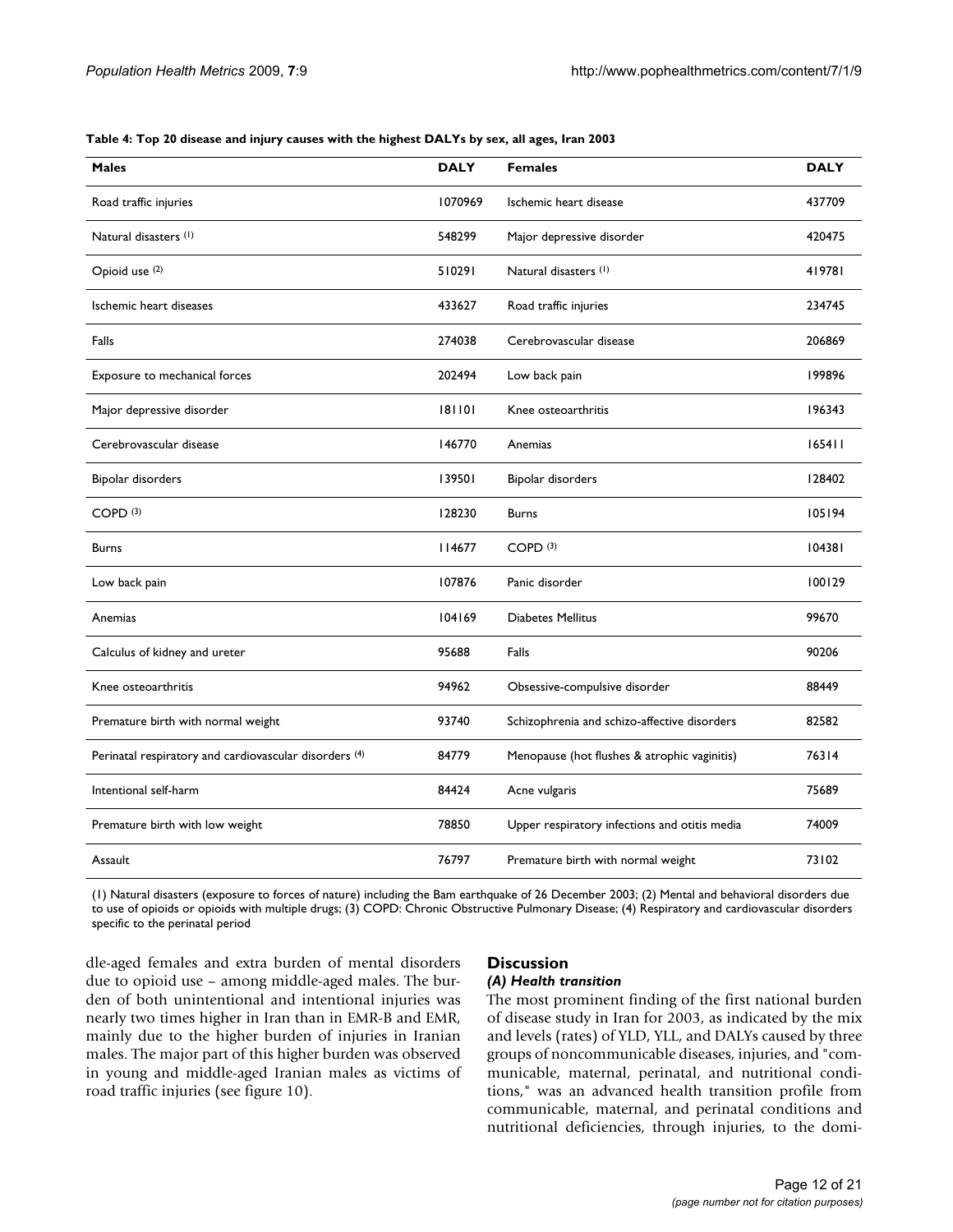**Table 4: Top 20 disease and injury causes with the highest DALYs by sex, all ages, Iran 2003**

| Males | DALY | Females | DALY |
| --- | --- | --- | --- |
| Road traffic injuries | 1070969 | Ischemic heart disease | 437709 |
| Natural disasters (1) | 548299 | Major depressive disorder | 420475 |
| Opioid use (2) | 510291 | Natural disasters (1) | 419781 |
| Ischemic heart diseases | 433627 | Road traffic injuries | 234745 |
| Falls | 274038 | Cerebrovascular disease | 206869 |
| Exposure to mechanical forces | 202494 | Low back pain | 199896 |
| Major depressive disorder | 181101 | Knee osteoarthritis | 196343 |
| Cerebrovascular disease | 146770 | Anemias | 165411 |
| Bipolar disorders | 139501 | Bipolar disorders | 128402 |
| COPD (3) | 128230 | Burns | 105194 |
| Burns | 114677 | COPD (3) | 104381 |
| Low back pain | 107876 | Panic disorder | 100129 |
| Anemias | 104169 | Diabetes Mellitus | 99670 |
| Calculus of kidney and ureter | 95688 | Falls | 90206 |
| Knee osteoarthritis | 94962 | Obsessive-compulsive disorder | 88449 |
| Premature birth with normal weight | 93740 | Schizophrenia and schizo-affective disorders | 82582 |
| Perinatal respiratory and cardiovascular disorders (4) | 84779 | Menopause (hot flushes & atrophic vaginitis) | 76314 |
| Intentional self-harm | 84424 | Acne vulgaris | 75689 |
| Premature birth with low weight | 78850 | Upper respiratory infections and otitis media | 74009 |
| Assault | 76797 | Premature birth with normal weight | 73102 |

(1) Natural disasters (exposure to forces of nature) including the Bam earthquake of 26 December 2003; (2) Mental and behavioral disorders due to use of opioids or opioids with multiple drugs; (3) COPD: Chronic Obstructive Pulmonary Disease; (4) Respiratory and cardiovascular disorders specific to the perinatal period

dle-aged females and extra burden of mental disorders due to opioid use – among middle-aged males. The burden of both unintentional and intentional injuries was nearly two times higher in Iran than in EMR-B and EMR, mainly due to the higher burden of injuries in Iranian males. The major part of this higher burden was observed in young and middle-aged Iranian males as victims of road traffic injuries (see figure 10).

## Discussion

### *(A) Health transition*

The most prominent finding of the first national burden of disease study in Iran for 2003, as indicated by the mix and levels (rates) of YLD, YLL, and DALYs caused by three groups of noncommunicable diseases, injuries, and "communicable, maternal, perinatal, and nutritional conditions," was an advanced health transition profile from communicable, maternal, and perinatal conditions and nutritional deficiencies, through injuries, to the domi-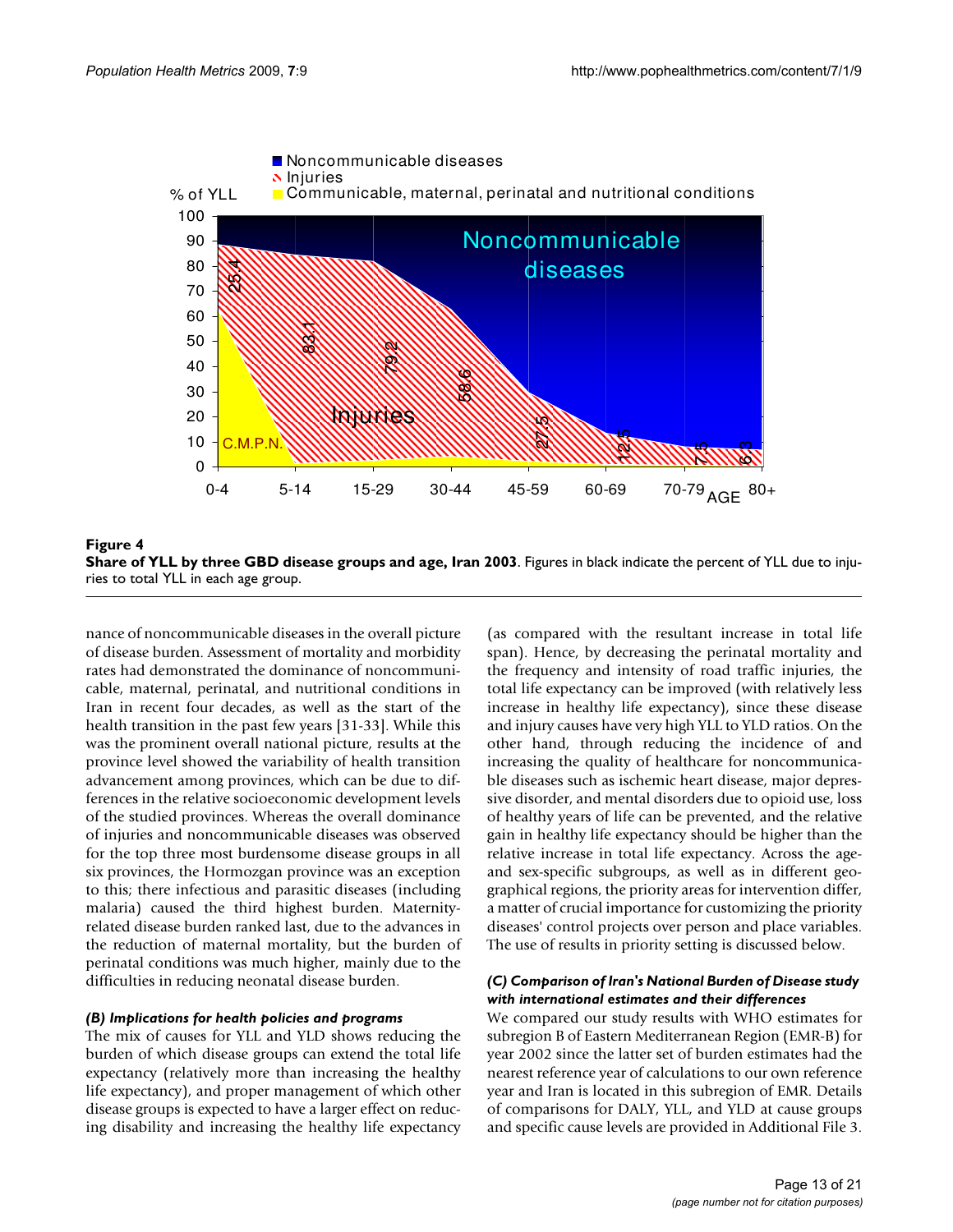Noncommunicable diseases
Injuries
Communicable, maternal, perinatal and nutritional conditions

% of YLL

100
90
80
70
60
50
40
30
20
10
0

0-4
5-14
15-29
30-44
45-59
60-69
70-79
AGE
80+

Noncommunicable diseases

Injuries

C.M.P.N.

25.4
83.1
79.2
58.6
27.5
12.5
7.5
6.3

**Figure 4**
**Share of YLL by three GBD disease groups and age, Iran 2003**. Figures in black indicate the percent of YLL due to injuries to total YLL in each age group.

nance of noncommunicable diseases in the overall picture of disease burden. Assessment of mortality and morbidity rates had demonstrated the dominance of noncommunicable, maternal, perinatal, and nutritional conditions in Iran in recent four decades, as well as the start of the health transition in the past few years [31-33]. While this was the prominent overall national picture, results at the province level showed the variability of health transition advancement among provinces, which can be due to differences in the relative socioeconomic development levels of the studied provinces. Whereas the overall dominance of injuries and noncommunicable diseases was observed for the top three most burdensome disease groups in all six provinces, the Hormozgan province was an exception to this; there infectious and parasitic diseases (including malaria) caused the third highest burden. Maternity-related disease burden ranked last, due to the advances in the reduction of maternal mortality, but the burden of perinatal conditions was much higher, mainly due to the difficulties in reducing neonatal disease burden.

### *(B) Implications for health policies and programs*

The mix of causes for YLL and YLD shows reducing the burden of which disease groups can extend the total life expectancy (relatively more than increasing the healthy life expectancy), and proper management of which other disease groups is expected to have a larger effect on reducing disability and increasing the healthy life expectancy (as compared with the resultant increase in total life span). Hence, by decreasing the perinatal mortality and the frequency and intensity of road traffic injuries, the total life expectancy can be improved (with relatively less increase in healthy life expectancy), since these disease and injury causes have very high YLL to YLD ratios. On the other hand, through reducing the incidence of and increasing the quality of healthcare for noncommunicable diseases such as ischemic heart disease, major depressive disorder, and mental disorders due to opioid use, loss of healthy years of life can be prevented, and the relative gain in healthy life expectancy should be higher than the relative increase in total life expectancy. Across the age- and sex-specific subgroups, as well as in different geographical regions, the priority areas for intervention differ, a matter of crucial importance for customizing the priority diseases' control projects over person and place variables. The use of results in priority setting is discussed below.

### *(C) Comparison of Iran's National Burden of Disease study with international estimates and their differences*

We compared our study results with WHO estimates for subregion B of Eastern Mediterranean Region (EMR-B) for year 2002 since the latter set of burden estimates had the nearest reference year of calculations to our own reference year and Iran is located in this subregion of EMR. Details of comparisons for DALY, YLL, and YLD at cause groups and specific cause levels are provided in Additional File 3.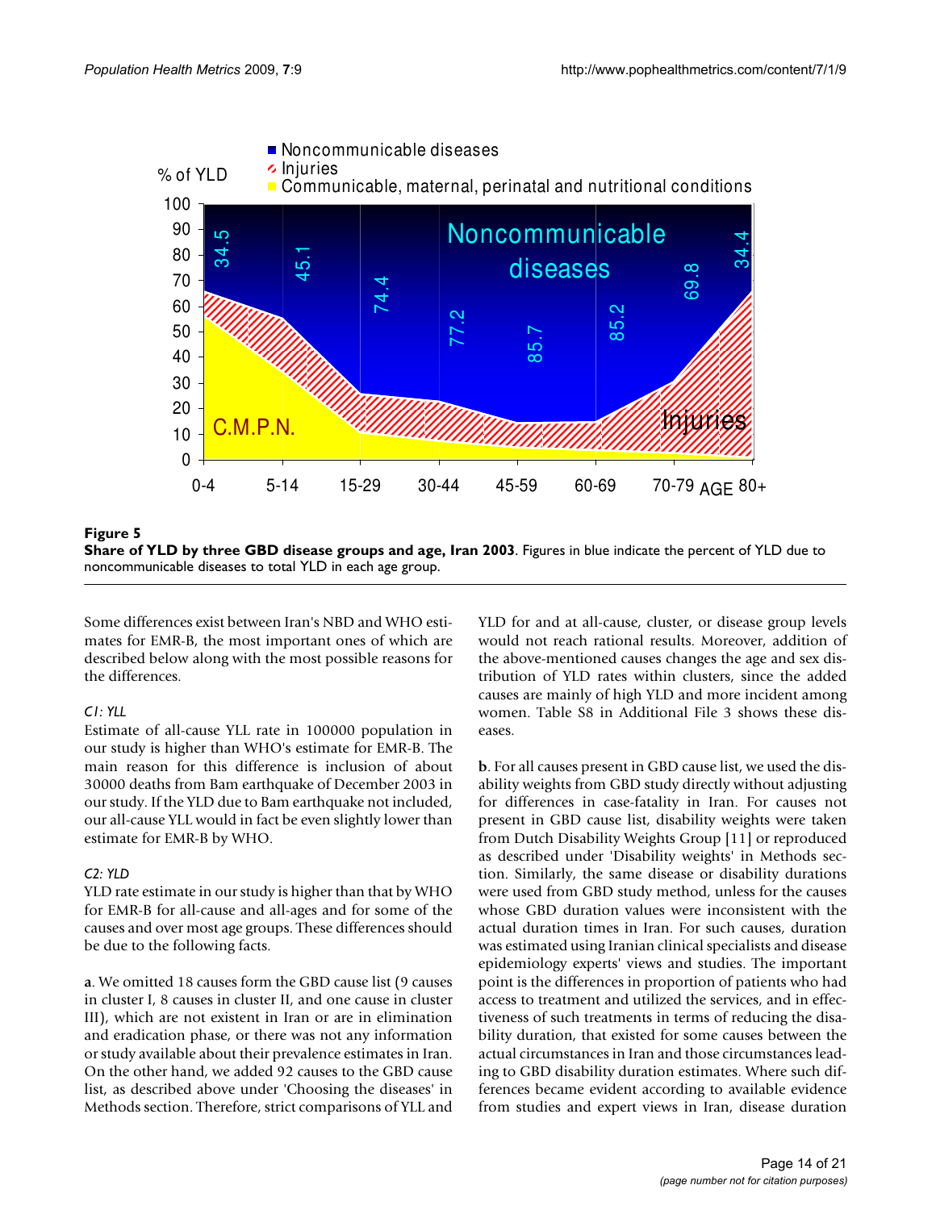**Figure 5**

**Share of YLD by three GBD disease groups and age, Iran 2003**. Figures in blue indicate the percent of YLD due to noncommunicable diseases to total YLD in each age group.

Some differences exist between Iran's NBD and WHO estimates for EMR-B, the most important ones of which are described below along with the most possible reasons for the differences.

*C1: YLL*

Estimate of all-cause YLL rate in 100000 population in our study is higher than WHO's estimate for EMR-B. The main reason for this difference is inclusion of about 30000 deaths from Bam earthquake of December 2003 in our study. If the YLD due to Bam earthquake not included, our all-cause YLL would in fact be even slightly lower than estimate for EMR-B by WHO.

*C2: YLD*

YLD rate estimate in our study is higher than that by WHO for EMR-B for all-cause and all-ages and for some of the causes and over most age groups. These differences should be due to the following facts.

**a**. We omitted 18 causes form the GBD cause list (9 causes in cluster I, 8 causes in cluster II, and one cause in cluster III), which are not existent in Iran or are in elimination and eradication phase, or there was not any information or study available about their prevalence estimates in Iran. On the other hand, we added 92 causes to the GBD cause list, as described above under 'Choosing the diseases' in Methods section. Therefore, strict comparisons of YLL and YLD for and at all-cause, cluster, or disease group levels would not reach rational results. Moreover, addition of the above-mentioned causes changes the age and sex distribution of YLD rates within clusters, since the added causes are mainly of high YLD and more incident among women. Table S8 in Additional File 3 shows these diseases.

**b**. For all causes present in GBD cause list, we used the disability weights from GBD study directly without adjusting for differences in case-fatality in Iran. For causes not present in GBD cause list, disability weights were taken from Dutch Disability Weights Group [11] or reproduced as described under 'Disability weights' in Methods section. Similarly, the same disease or disability durations were used from GBD study method, unless for the causes whose GBD duration values were inconsistent with the actual duration times in Iran. For such causes, duration was estimated using Iranian clinical specialists and disease epidemiology experts' views and studies. The important point is the differences in proportion of patients who had access to treatment and utilized the services, and in effectiveness of such treatments in terms of reducing the disability duration, that existed for some causes between the actual circumstances in Iran and those circumstances leading to GBD disability duration estimates. Where such differences became evident according to available evidence from studies and expert views in Iran, disease duration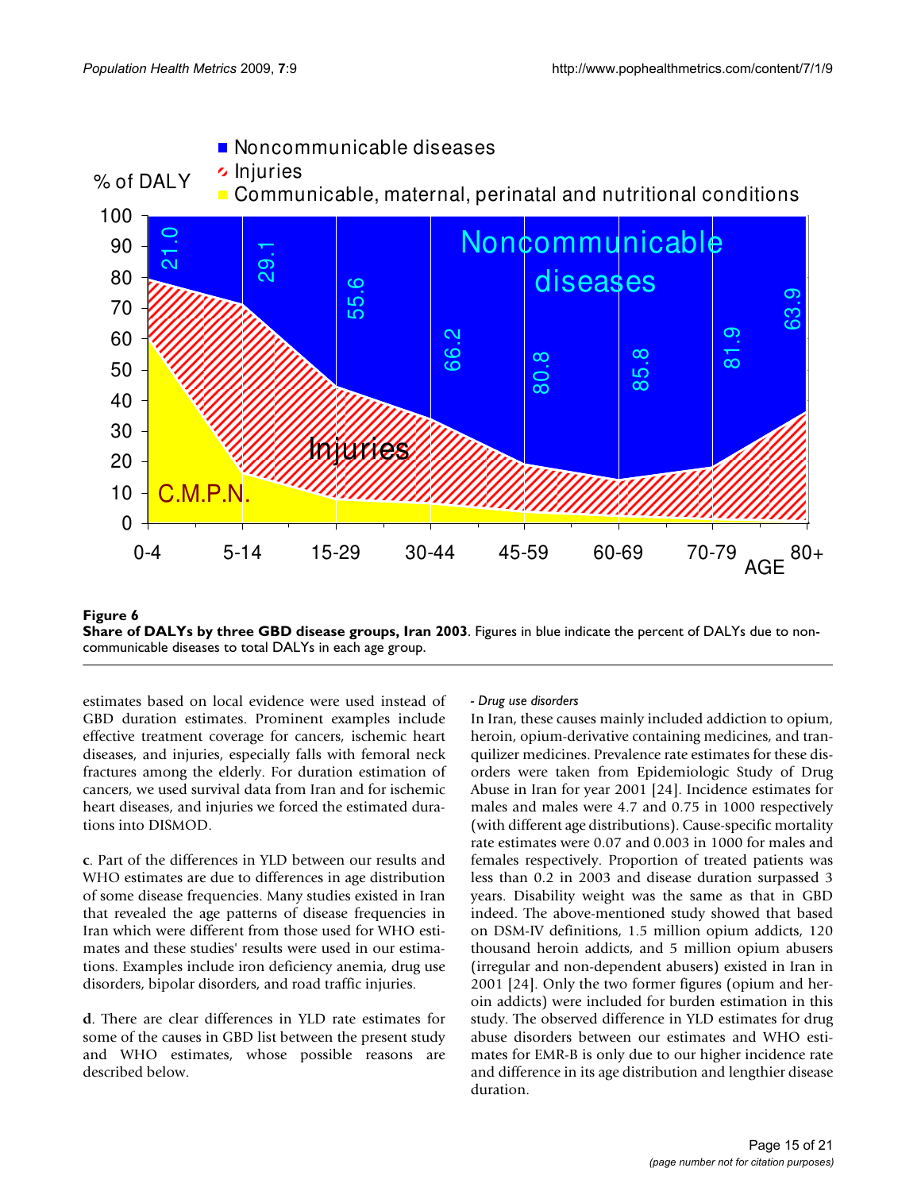**Figure 6**
**Share of DALYs by three GBD disease groups, Iran 2003**. Figures in blue indicate the percent of DALYs due to non-communicable diseases to total DALYs in each age group.

estimates based on local evidence were used instead of GBD duration estimates. Prominent examples include effective treatment coverage for cancers, ischemic heart diseases, and injuries, especially falls with femoral neck fractures among the elderly. For duration estimation of cancers, we used survival data from Iran and for ischemic heart diseases, and injuries we forced the estimated durations into DISMOD.

**c**. Part of the differences in YLD between our results and WHO estimates are due to differences in age distribution of some disease frequencies. Many studies existed in Iran that revealed the age patterns of disease frequencies in Iran which were different from those used for WHO estimates and these studies' results were used in our estimations. Examples include iron deficiency anemia, drug use disorders, bipolar disorders, and road traffic injuries.

**d**. There are clear differences in YLD rate estimates for some of the causes in GBD list between the present study and WHO estimates, whose possible reasons are described below.

*- Drug use disorders*

In Iran, these causes mainly included addiction to opium, heroin, opium-derivative containing medicines, and tranquilizer medicines. Prevalence rate estimates for these disorders were taken from Epidemiologic Study of Drug Abuse in Iran for year 2001 [24]. Incidence estimates for males and males were 4.7 and 0.75 in 1000 respectively (with different age distributions). Cause-specific mortality rate estimates were 0.07 and 0.003 in 1000 for males and females respectively. Proportion of treated patients was less than 0.2 in 2003 and disease duration surpassed 3 years. Disability weight was the same as that in GBD indeed. The above-mentioned study showed that based on DSM-IV definitions, 1.5 million opium addicts, 120 thousand heroin addicts, and 5 million opium abusers (irregular and non-dependent abusers) existed in Iran in 2001 [24]. Only the two former figures (opium and heroin addicts) were included for burden estimation in this study. The observed difference in YLD estimates for drug abuse disorders between our estimates and WHO estimates for EMR-B is only due to our higher incidence rate and difference in its age distribution and lengthier disease duration.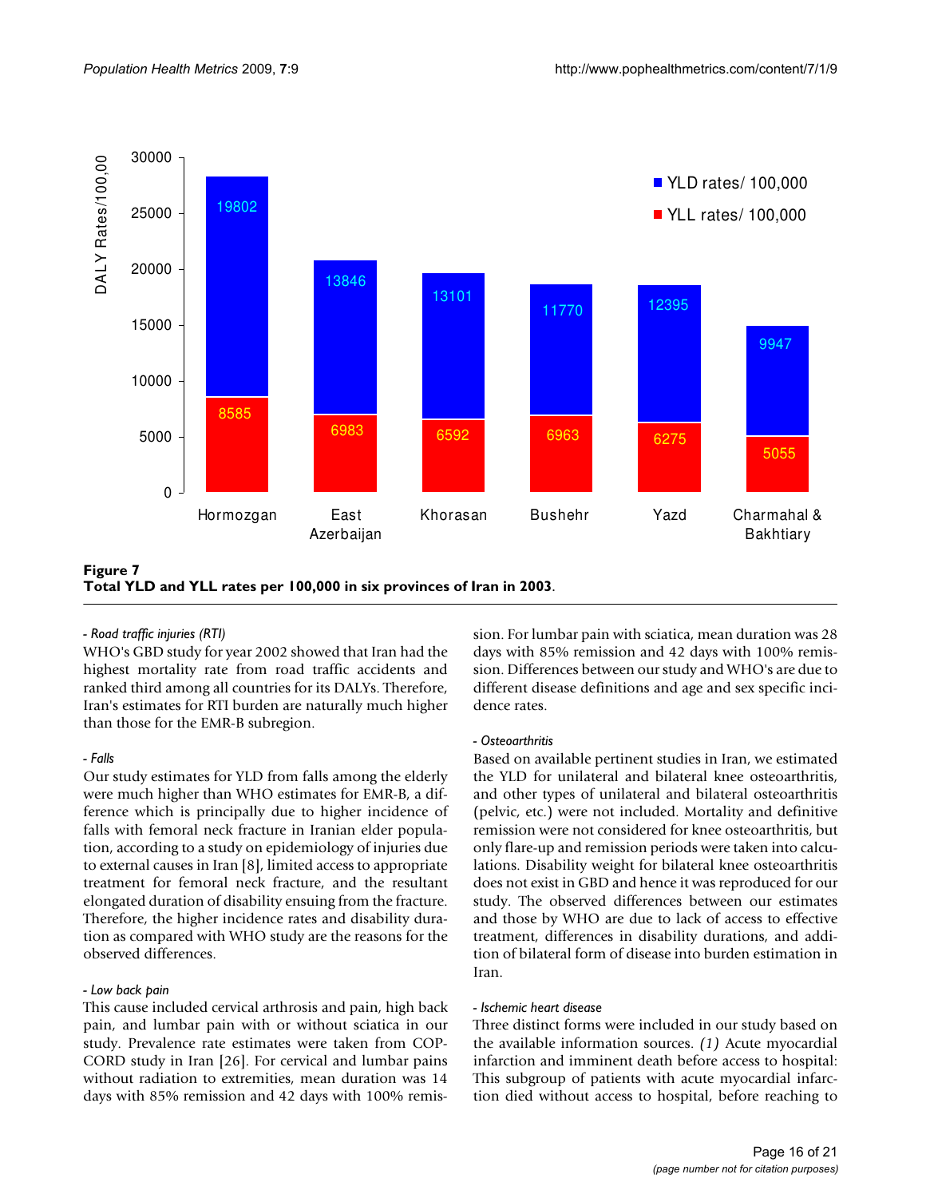**Figure 7**
**Total YLD and YLL rates per 100,000 in six provinces of Iran in 2003**.

*- Road traffic injuries (RTI)*

WHO's GBD study for year 2002 showed that Iran had the highest mortality rate from road traffic accidents and ranked third among all countries for its DALYs. Therefore, Iran's estimates for RTI burden are naturally much higher than those for the EMR-B subregion.

*- Falls*

Our study estimates for YLD from falls among the elderly were much higher than WHO estimates for EMR-B, a difference which is principally due to higher incidence of falls with femoral neck fracture in Iranian elder population, according to a study on epidemiology of injuries due to external causes in Iran [8], limited access to appropriate treatment for femoral neck fracture, and the resultant elongated duration of disability ensuing from the fracture. Therefore, the higher incidence rates and disability duration as compared with WHO study are the reasons for the observed differences.

*- Low back pain*

This cause included cervical arthrosis and pain, high back pain, and lumbar pain with or without sciatica in our study. Prevalence rate estimates were taken from COPCORD study in Iran [26]. For cervical and lumbar pains without radiation to extremities, mean duration was 14 days with 85% remission and 42 days with 100% remission. For lumbar pain with sciatica, mean duration was 28 days with 85% remission and 42 days with 100% remission. Differences between our study and WHO's are due to different disease definitions and age and sex specific incidence rates.

*- Osteoarthritis*

Based on available pertinent studies in Iran, we estimated the YLD for unilateral and bilateral knee osteoarthritis, and other types of unilateral and bilateral osteoarthritis (pelvic, etc.) were not included. Mortality and definitive remission were not considered for knee osteoarthritis, but only flare-up and remission periods were taken into calculations. Disability weight for bilateral knee osteoarthritis does not exist in GBD and hence it was reproduced for our study. The observed differences between our estimates and those by WHO are due to lack of access to effective treatment, differences in disability durations, and addition of bilateral form of disease into burden estimation in Iran.

*- Ischemic heart disease*

Three distinct forms were included in our study based on the available information sources. *(1)* Acute myocardial infarction and imminent death before access to hospital: This subgroup of patients with acute myocardial infarction died without access to hospital, before reaching to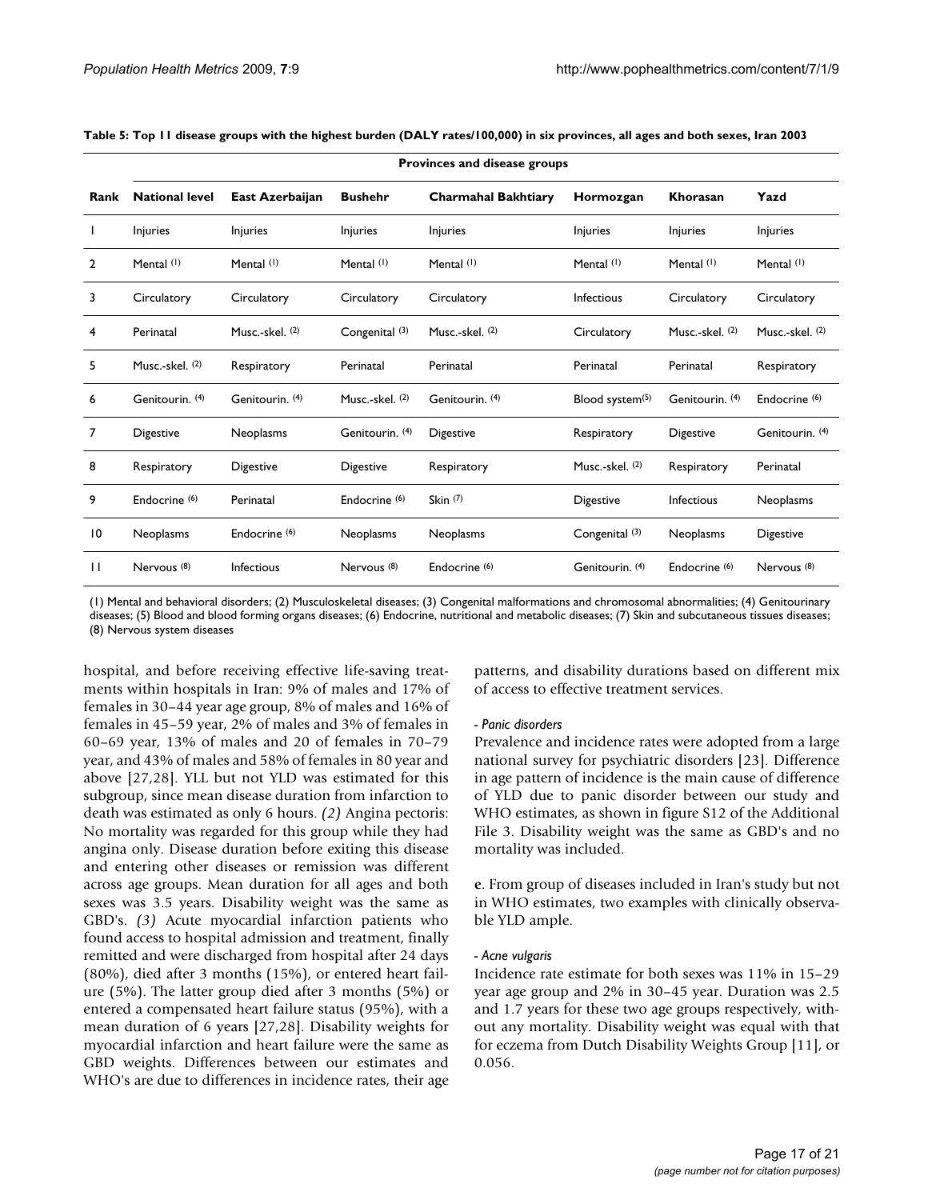**Table 5: Top 11 disease groups with the highest burden (DALY rates/100,000) in six provinces, all ages and both sexes, Iran 2003**

| | Provinces and disease groups | | | | | | |
|---|---|---|---|---|---|---|---|
| **Rank** | **National level** | **East Azerbaijan** | **Bushehr** | **Charmahal Bakhtiary** | **Hormozgan** | **Khorasan** | **Yazd** |
| 1 | Injuries | Injuries | Injuries | Injuries | Injuries | Injuries | Injuries |
| 2 | Mental (1) | Mental (1) | Mental (1) | Mental (1) | Mental (1) | Mental (1) | Mental (1) |
| 3 | Circulatory | Circulatory | Circulatory | Circulatory | Infectious | Circulatory | Circulatory |
| 4 | Perinatal | Musc.-skel. (2) | Congenital (3) | Musc.-skel. (2) | Circulatory | Musc.-skel. (2) | Musc.-skel. (2) |
| 5 | Musc.-skel. (2) | Respiratory | Perinatal | Perinatal | Perinatal | Perinatal | Respiratory |
| 6 | Genitourin. (4) | Genitourin. (4) | Musc.-skel. (2) | Genitourin. (4) | Blood system(5) | Genitourin. (4) | Endocrine (6) |
| 7 | Digestive | Neoplasms | Genitourin. (4) | Digestive | Respiratory | Digestive | Genitourin. (4) |
| 8 | Respiratory | Digestive | Digestive | Respiratory | Musc.-skel. (2) | Respiratory | Perinatal |
| 9 | Endocrine (6) | Perinatal | Endocrine (6) | Skin (7) | Digestive | Infectious | Neoplasms |
| 10 | Neoplasms | Endocrine (6) | Neoplasms | Neoplasms | Congenital (3) | Neoplasms | Digestive |
| 11 | Nervous (8) | Infectious | Nervous (8) | Endocrine (6) | Genitourin. (4) | Endocrine (6) | Nervous (8) |

(1) Mental and behavioral disorders; (2) Musculoskeletal diseases; (3) Congenital malformations and chromosomal abnormalities; (4) Genitourinary diseases; (5) Blood and blood forming organs diseases; (6) Endocrine, nutritional and metabolic diseases; (7) Skin and subcutaneous tissues diseases; (8) Nervous system diseases

hospital, and before receiving effective life-saving treatments within hospitals in Iran: 9% of males and 17% of females in 30–44 year age group, 8% of males and 16% of females in 45–59 year, 2% of males and 3% of females in 60–69 year, 13% of males and 20 of females in 70–79 year, and 43% of males and 58% of females in 80 year and above [27,28]. YLL but not YLD was estimated for this subgroup, since mean disease duration from infarction to death was estimated as only 6 hours. *(2)* Angina pectoris: No mortality was regarded for this group while they had angina only. Disease duration before exiting this disease and entering other diseases or remission was different across age groups. Mean duration for all ages and both sexes was 3.5 years. Disability weight was the same as GBD's. *(3)* Acute myocardial infarction patients who found access to hospital admission and treatment, finally remitted and were discharged from hospital after 24 days (80%), died after 3 months (15%), or entered heart failure (5%). The latter group died after 3 months (5%) or entered a compensated heart failure status (95%), with a mean duration of 6 years [27,28]. Disability weights for myocardial infarction and heart failure were the same as GBD weights. Differences between our estimates and WHO's are due to differences in incidence rates, their age patterns, and disability durations based on different mix of access to effective treatment services.

*- Panic disorders*

Prevalence and incidence rates were adopted from a large national survey for psychiatric disorders [23]. Difference in age pattern of incidence is the main cause of difference of YLD due to panic disorder between our study and WHO estimates, as shown in figure S12 of the Additional File 3. Disability weight was the same as GBD's and no mortality was included.

**e**. From group of diseases included in Iran's study but not in WHO estimates, two examples with clinically observable YLD ample.

*- Acne vulgaris*

Incidence rate estimate for both sexes was 11% in 15–29 year age group and 2% in 30–45 year. Duration was 2.5 and 1.7 years for these two age groups respectively, without any mortality. Disability weight was equal with that for eczema from Dutch Disability Weights Group [11], or 0.056.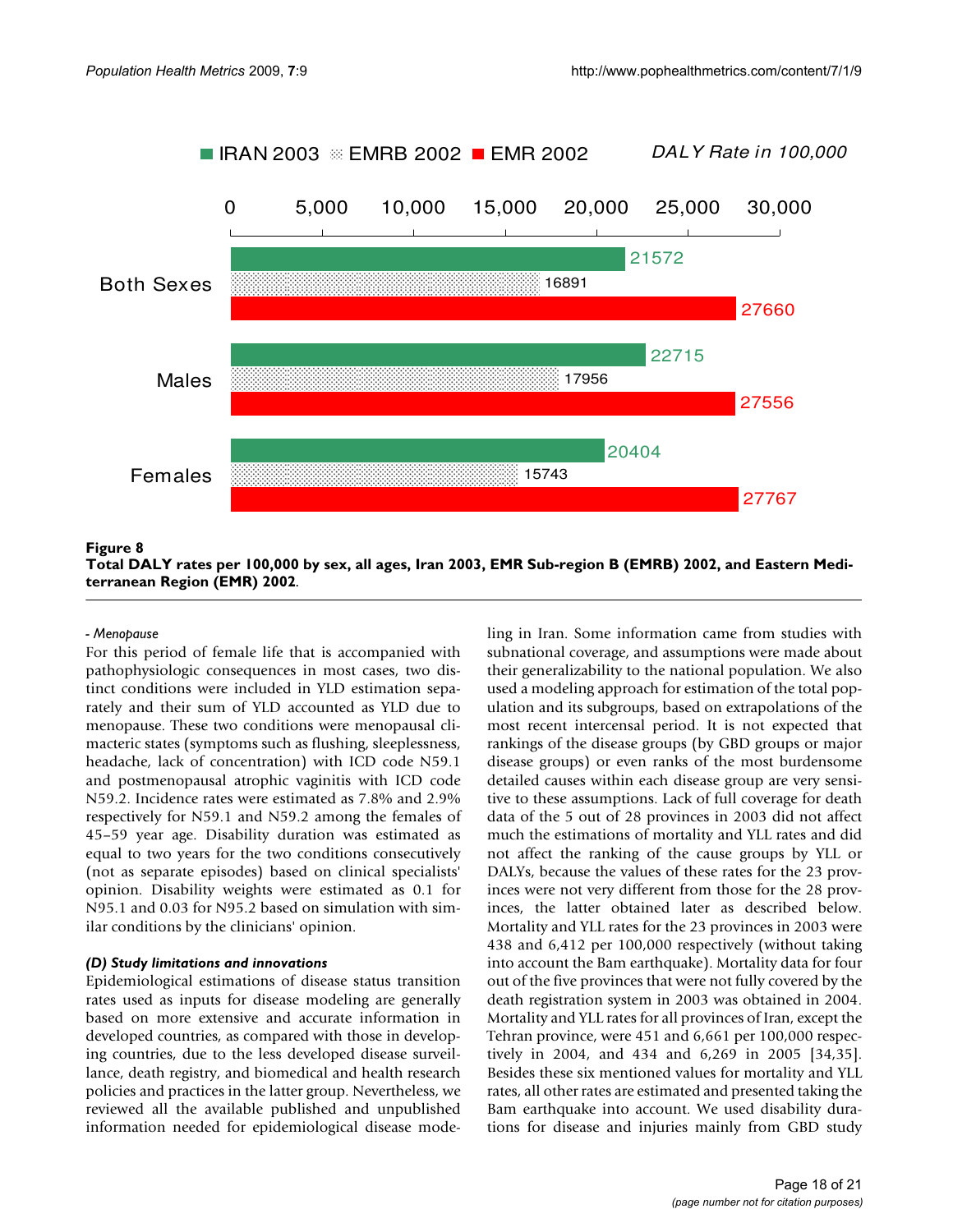IRAN 2003 | EMRB 2002 | EMR 2002 — DALY Rate in 100,000

| | IRAN 2003 | EMRB 2002 | EMR 2002 |
| --- | --- | --- | --- |
| Both Sexes | 21572 | 16891 | 27660 |
| Males | 22715 | 17956 | 27556 |
| Females | 20404 | 15743 | 27767 |

**Figure 8**
**Total DALY rates per 100,000 by sex, all ages, Iran 2003, EMR Sub-region B (EMRB) 2002, and Eastern Mediterranean Region (EMR) 2002**.

*- Menopause*

For this period of female life that is accompanied with pathophysiologic consequences in most cases, two distinct conditions were included in YLD estimation separately and their sum of YLD accounted as YLD due to menopause. These two conditions were menopausal climacteric states (symptoms such as flushing, sleeplessness, headache, lack of concentration) with ICD code N59.1 and postmenopausal atrophic vaginitis with ICD code N59.2. Incidence rates were estimated as 7.8% and 2.9% respectively for N59.1 and N59.2 among the females of 45–59 year age. Disability duration was estimated as equal to two years for the two conditions consecutively (not as separate episodes) based on clinical specialists' opinion. Disability weights were estimated as 0.1 for N95.1 and 0.03 for N95.2 based on simulation with similar conditions by the clinicians' opinion.

***(D) Study limitations and innovations***

Epidemiological estimations of disease status transition rates used as inputs for disease modeling are generally based on more extensive and accurate information in developed countries, as compared with those in developing countries, due to the less developed disease surveillance, death registry, and biomedical and health research policies and practices in the latter group. Nevertheless, we reviewed all the available published and unpublished information needed for epidemiological disease modeling in Iran. Some information came from studies with subnational coverage, and assumptions were made about their generalizability to the national population. We also used a modeling approach for estimation of the total population and its subgroups, based on extrapolations of the most recent intercensal period. It is not expected that rankings of the disease groups (by GBD groups or major disease groups) or even ranks of the most burdensome detailed causes within each disease group are very sensitive to these assumptions. Lack of full coverage for death data of the 5 out of 28 provinces in 2003 did not affect much the estimations of mortality and YLL rates and did not affect the ranking of the cause groups by YLL or DALYs, because the values of these rates for the 23 provinces were not very different from those for the 28 provinces, the latter obtained later as described below. Mortality and YLL rates for the 23 provinces in 2003 were 438 and 6,412 per 100,000 respectively (without taking into account the Bam earthquake). Mortality data for four out of the five provinces that were not fully covered by the death registration system in 2003 was obtained in 2004. Mortality and YLL rates for all provinces of Iran, except the Tehran province, were 451 and 6,661 per 100,000 respectively in 2004, and 434 and 6,269 in 2005 [34,35]. Besides these six mentioned values for mortality and YLL rates, all other rates are estimated and presented taking the Bam earthquake into account. We used disability durations for disease and injuries mainly from GBD study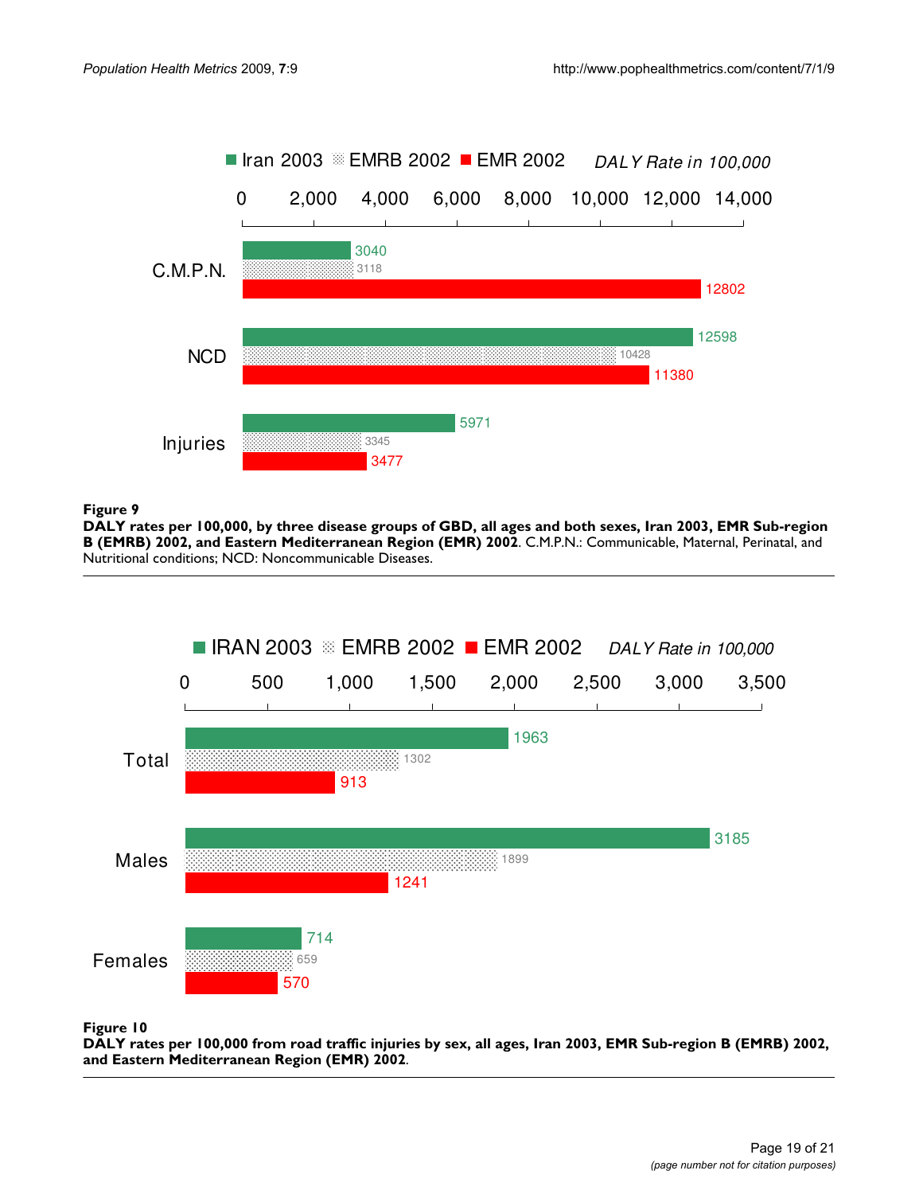**Figure 9**

**DALY rates per 100,000, by three disease groups of GBD, all ages and both sexes, Iran 2003, EMR Sub-region B (EMRB) 2002, and Eastern Mediterranean Region (EMR) 2002**. C.M.P.N.: Communicable, Maternal, Perinatal, and Nutritional conditions; NCD: Noncommunicable Diseases.

**Figure 10**

**DALY rates per 100,000 from road traffic injuries by sex, all ages, Iran 2003, EMR Sub-region B (EMRB) 2002, and Eastern Mediterranean Region (EMR) 2002**.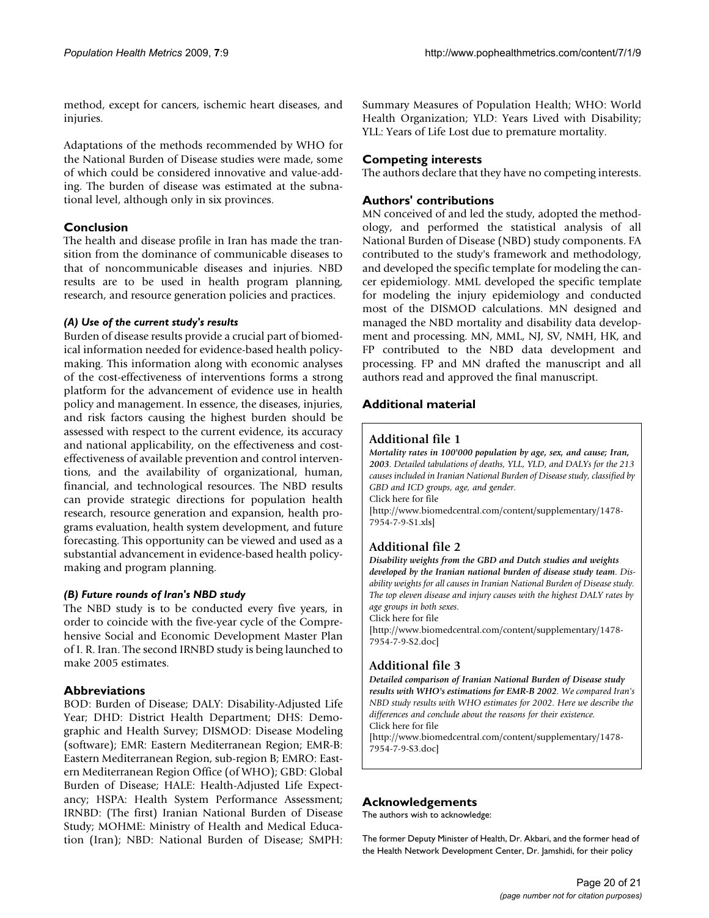method, except for cancers, ischemic heart diseases, and injuries.

Adaptations of the methods recommended by WHO for the National Burden of Disease studies were made, some of which could be considered innovative and value-adding. The burden of disease was estimated at the subnational level, although only in six provinces.

## Conclusion

The health and disease profile in Iran has made the transition from the dominance of communicable diseases to that of noncommunicable diseases and injuries. NBD results are to be used in health program planning, research, and resource generation policies and practices.

### *(A) Use of the current study's results*

Burden of disease results provide a crucial part of biomedical information needed for evidence-based health policymaking. This information along with economic analyses of the cost-effectiveness of interventions forms a strong platform for the advancement of evidence use in health policy and management. In essence, the diseases, injuries, and risk factors causing the highest burden should be assessed with respect to the current evidence, its accuracy and national applicability, on the effectiveness and cost-effectiveness of available prevention and control interventions, and the availability of organizational, human, financial, and technological resources. The NBD results can provide strategic directions for population health research, resource generation and expansion, health programs evaluation, health system development, and future forecasting. This opportunity can be viewed and used as a substantial advancement in evidence-based health policymaking and program planning.

### *(B) Future rounds of Iran's NBD study*

The NBD study is to be conducted every five years, in order to coincide with the five-year cycle of the Comprehensive Social and Economic Development Master Plan of I. R. Iran. The second IRNBD study is being launched to make 2005 estimates.

## Abbreviations

BOD: Burden of Disease; DALY: Disability-Adjusted Life Year; DHD: District Health Department; DHS: Demographic and Health Survey; DISMOD: Disease Modeling (software); EMR: Eastern Mediterranean Region; EMR-B: Eastern Mediterranean Region, sub-region B; EMRO: Eastern Mediterranean Region Office (of WHO); GBD: Global Burden of Disease; HALE: Health-Adjusted Life Expectancy; HSPA: Health System Performance Assessment; IRNBD: (The first) Iranian National Burden of Disease Study; MOHME: Ministry of Health and Medical Education (Iran); NBD: National Burden of Disease; SMPH: Summary Measures of Population Health; WHO: World Health Organization; YLD: Years Lived with Disability; YLL: Years of Life Lost due to premature mortality.

## Competing interests

The authors declare that they have no competing interests.

## Authors' contributions

MN conceived of and led the study, adopted the methodology, and performed the statistical analysis of all National Burden of Disease (NBD) study components. FA contributed to the study's framework and methodology, and developed the specific template for modeling the cancer epidemiology. MML developed the specific template for modeling the injury epidemiology and conducted most of the DISMOD calculations. MN designed and managed the NBD mortality and disability data development and processing. MN, MML, NJ, SV, NMH, HK, and FP contributed to the NBD data development and processing. FP and MN drafted the manuscript and all authors read and approved the final manuscript.

## Additional material

### Additional file 1

***Mortality rates in 100'000 population by age, sex, and cause; Iran, 2003****. Detailed tabulations of deaths, YLL, YLD, and DALYs for the 213 causes included in Iranian National Burden of Disease study, classified by GBD and ICD groups, age, and gender.*
Click here for file
[http://www.biomedcentral.com/content/supplementary/1478-7954-7-9-S1.xls]

### Additional file 2

***Disability weights from the GBD and Dutch studies and weights developed by the Iranian national burden of disease study team****. Disability weights for all causes in Iranian National Burden of Disease study. The top eleven disease and injury causes with the highest DALY rates by age groups in both sexes.*
Click here for file
[http://www.biomedcentral.com/content/supplementary/1478-7954-7-9-S2.doc]

### Additional file 3

***Detailed comparison of Iranian National Burden of Disease study results with WHO's estimations for EMR-B 2002****. We compared Iran's NBD study results with WHO estimates for 2002. Here we describe the differences and conclude about the reasons for their existence.*
Click here for file
[http://www.biomedcentral.com/content/supplementary/1478-7954-7-9-S3.doc]

## Acknowledgements

The authors wish to acknowledge:

The former Deputy Minister of Health, Dr. Akbari, and the former head of the Health Network Development Center, Dr. Jamshidi, for their policy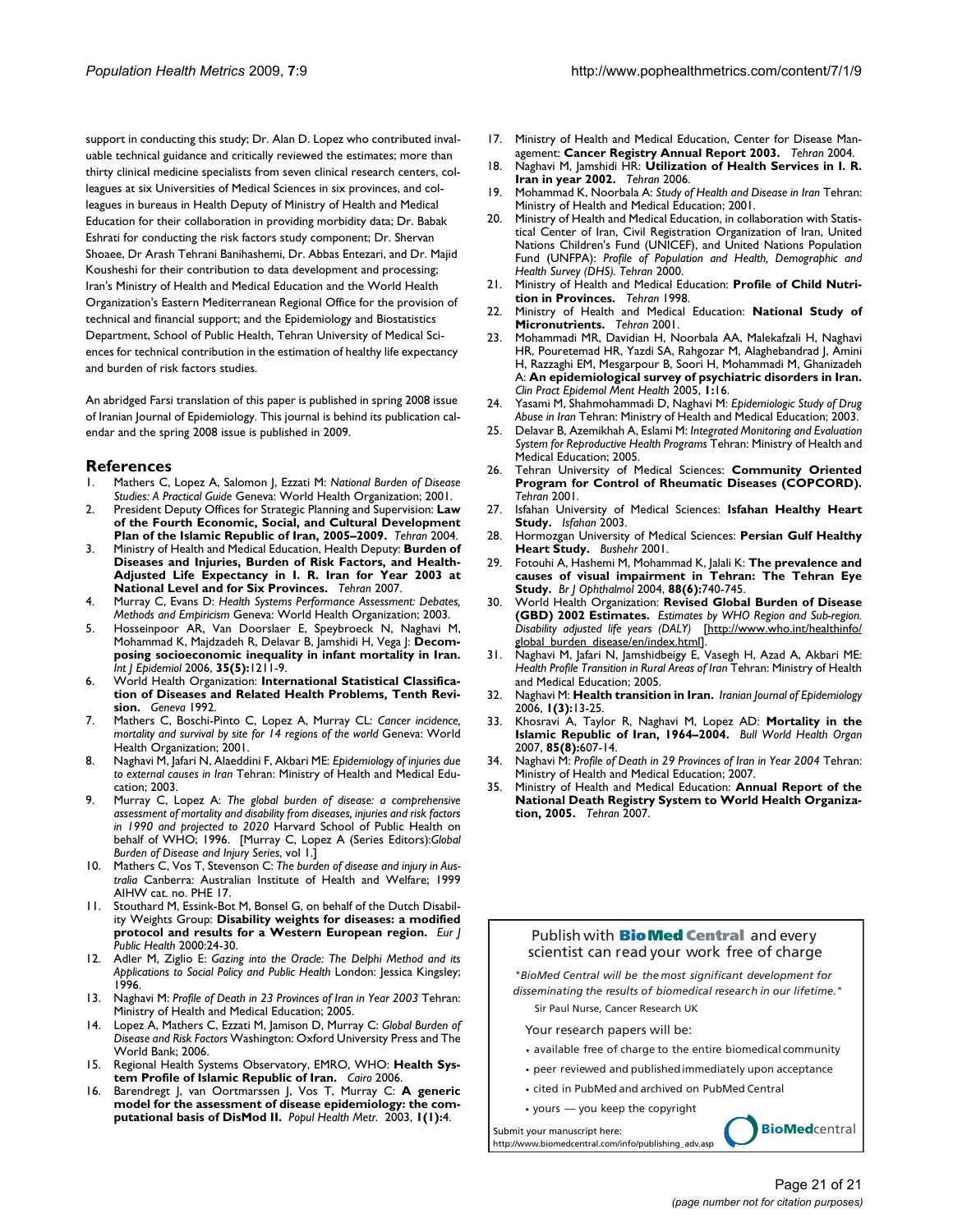support in conducting this study; Dr. Alan D. Lopez who contributed invaluable technical guidance and critically reviewed the estimates; more than thirty clinical medicine specialists from seven clinical research centers, colleagues at six Universities of Medical Sciences in six provinces, and colleagues in bureaus in Health Deputy of Ministry of Health and Medical Education for their collaboration in providing morbidity data; Dr. Babak Eshrati for conducting the risk factors study component; Dr. Shervan Shoaee, Dr Arash Tehrani Banihashemi, Dr. Abbas Entezari, and Dr. Majid Kousheshi for their contribution to data development and processing; Iran's Ministry of Health and Medical Education and the World Health Organization's Eastern Mediterranean Regional Office for the provision of technical and financial support; and the Epidemiology and Biostatistics Department, School of Public Health, Tehran University of Medical Sciences for technical contribution in the estimation of healthy life expectancy and burden of risk factors studies.

An abridged Farsi translation of this paper is published in spring 2008 issue of Iranian Journal of Epidemiology. This journal is behind its publication calendar and the spring 2008 issue is published in 2009.

## References

1. Mathers C, Lopez A, Salomon J, Ezzati M: *National Burden of Disease Studies: A Practical Guide* Geneva: World Health Organization; 2001.
2. President Deputy Offices for Strategic Planning and Supervision: **Law of the Fourth Economic, Social, and Cultural Development Plan of the Islamic Republic of Iran, 2005–2009.** *Tehran* 2004.
3. Ministry of Health and Medical Education, Health Deputy: **Burden of Diseases and Injuries, Burden of Risk Factors, and Health-Adjusted Life Expectancy in I. R. Iran for Year 2003 at National Level and for Six Provinces.** *Tehran* 2007.
4. Murray C, Evans D: *Health Systems Performance Assessment: Debates, Methods and Empiricism* Geneva: World Health Organization; 2003.
5. Hosseinpoor AR, Van Doorslaer E, Speybroeck N, Naghavi M, Mohammad K, Majdzadeh R, Delavar B, Jamshidi H, Vega J: **Decomposing socioeconomic inequality in infant mortality in Iran.** *Int J Epidemiol* 2006, **35(5):**1211-9.
6. World Health Organization: **International Statistical Classification of Diseases and Related Health Problems, Tenth Revision.** *Geneva* 1992.
7. Mathers C, Boschi-Pinto C, Lopez A, Murray CL: *Cancer incidence, mortality and survival by site for 14 regions of the world* Geneva: World Health Organization; 2001.
8. Naghavi M, Jafari N, Alaeddini F, Akbari ME: *Epidemiology of injuries due to external causes in Iran* Tehran: Ministry of Health and Medical Education; 2003.
9. Murray C, Lopez A: *The global burden of disease: a comprehensive assessment of mortality and disability from diseases, injuries and risk factors in 1990 and projected to 2020* Harvard School of Public Health on behalf of WHO; 1996. [Murray C, Lopez A (Series Editors):*Global Burden of Disease and Injury Series*, vol 1.]
10. Mathers C, Vos T, Stevenson C: *The burden of disease and injury in Australia* Canberra: Australian Institute of Health and Welfare; 1999 AIHW cat. no. PHE 17.
11. Stouthard M, Essink-Bot M, Bonsel G, on behalf of the Dutch Disability Weights Group: **Disability weights for diseases: a modified protocol and results for a Western European region.** *Eur J Public Health* 2000:24-30.
12. Adler M, Ziglio E: *Gazing into the Oracle: The Delphi Method and its Applications to Social Policy and Public Health* London: Jessica Kingsley; 1996.
13. Naghavi M: *Profile of Death in 23 Provinces of Iran in Year 2003* Tehran: Ministry of Health and Medical Education; 2005.
14. Lopez A, Mathers C, Ezzati M, Jamison D, Murray C: *Global Burden of Disease and Risk Factors* Washington: Oxford University Press and The World Bank; 2006.
15. Regional Health Systems Observatory, EMRO, WHO: **Health System Profile of Islamic Republic of Iran.** *Cairo* 2006.
16. Barendregt J, van Oortmarssen J, Vos T, Murray C: **A generic model for the assessment of disease epidemiology: the computational basis of DisMod II.** *Popul Health Metr.* 2003, **1(1):**4.
17. Ministry of Health and Medical Education, Center for Disease Management: **Cancer Registry Annual Report 2003.** *Tehran* 2004.
18. Naghavi M, Jamshidi HR: **Utilization of Health Services in I. R. Iran in year 2002.** *Tehran* 2006.
19. Mohammad K, Noorbala A: *Study of Health and Disease in Iran* Tehran: Ministry of Health and Medical Education; 2001.
20. Ministry of Health and Medical Education, in collaboration with Statistical Center of Iran, Civil Registration Organization of Iran, United Nations Children's Fund (UNICEF), and United Nations Population Fund (UNFPA): *Profile of Population and Health, Demographic and Health Survey (DHS). Tehran* 2000.
21. Ministry of Health and Medical Education: **Profile of Child Nutrition in Provinces.** *Tehran* 1998.
22. Ministry of Health and Medical Education: **National Study of Micronutrients.** *Tehran* 2001.
23. Mohammadi MR, Davidian H, Noorbala AA, Malekafzali H, Naghavi HR, Pouretemad HR, Yazdi SA, Rahgozar M, Alaghebandrad J, Amini H, Razzaghi EM, Mesgarpour B, Soori H, Mohammadi M, Ghanizadeh A: **An epidemiological survey of psychiatric disorders in Iran.** *Clin Pract Epidemol Ment Health* 2005, **1:**16.
24. Yasami M, Shahmohammadi D, Naghavi M: *Epidemiologic Study of Drug Abuse in Iran* Tehran: Ministry of Health and Medical Education; 2003.
25. Delavar B, Azemikhah A, Eslami M: *Integrated Monitoring and Evaluation System for Reproductive Health Programs* Tehran: Ministry of Health and Medical Education; 2005.
26. Tehran University of Medical Sciences: **Community Oriented Program for Control of Rheumatic Diseases (COPCORD).** *Tehran* 2001.
27. Isfahan University of Medical Sciences: **Isfahan Healthy Heart Study.** *Isfahan* 2003.
28. Hormozgan University of Medical Sciences: **Persian Gulf Healthy Heart Study.** *Bushehr* 2001.
29. Fotouhi A, Hashemi M, Mohammad K, Jalali K: **The prevalence and causes of visual impairment in Tehran: The Tehran Eye Study.** *Br J Ophthalmol* 2004, **88(6):**740-745.
30. World Health Organization: **Revised Global Burden of Disease (GBD) 2002 Estimates.** *Estimates by WHO Region and Sub-region. Disability adjusted life years (DALY)* [http://www.who.int/healthinfo/global_burden_disease/en/index.html].
31. Naghavi M, Jafari N, Jamshidbeigy E, Vasegh H, Azad A, Akbari ME: *Health Profile Transition in Rural Areas of Iran* Tehran: Ministry of Health and Medical Education; 2005.
32. Naghavi M: **Health transition in Iran.** *Iranian Journal of Epidemiology* 2006, **1(3):**13-25.
33. Khosravi A, Taylor R, Naghavi M, Lopez AD: **Mortality in the Islamic Republic of Iran, 1964–2004.** *Bull World Health Organ* 2007, **85(8):**607-14.
34. Naghavi M: *Profile of Death in 29 Provinces of Iran in Year 2004* Tehran: Ministry of Health and Medical Education; 2007.
35. Ministry of Health and Medical Education: **Annual Report of the National Death Registry System to World Health Organization, 2005.** *Tehran* 2007.

Publish with **BioMed Central** and every scientist can read your work free of charge

*"BioMed Central will be the most significant development for disseminating the results of biomedical research in our lifetime."*

Sir Paul Nurse, Cancer Research UK

Your research papers will be:

- available free of charge to the entire biomedical community
- peer reviewed and published immediately upon acceptance
- cited in PubMed and archived on PubMed Central
- yours — you keep the copyright

Submit your manuscript here:
http://www.biomedcentral.com/info/publishing_adv.asp

**BioMed**central